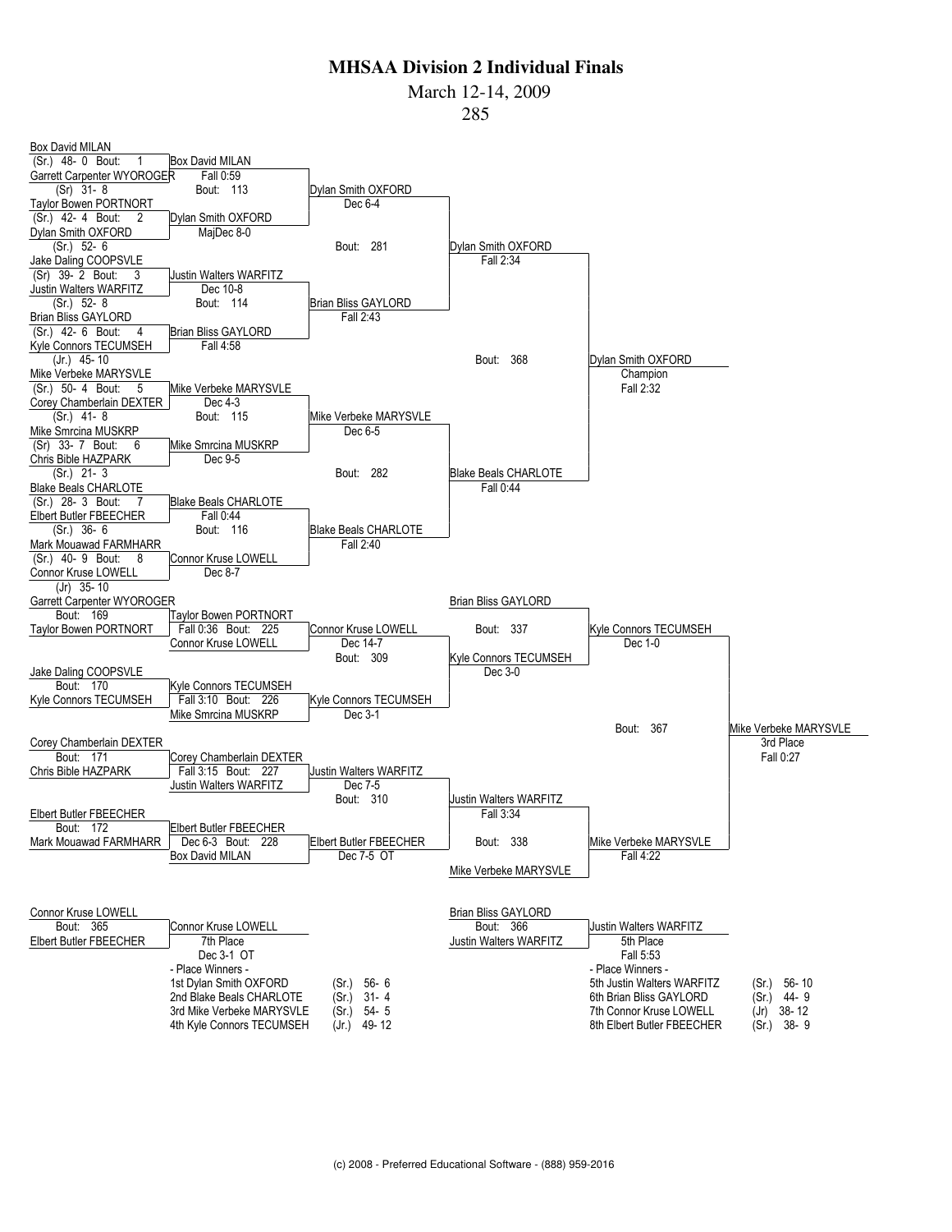# MHSAA Division 2 Individual Finals

March 12-14, 2009

285

## Championship Bracket

### First Round

| Bout | Wrestler 1 | Wrestler 2 | Winner | Result |
|---|---|---|---|---|
| 1 | Box David MILAN (Sr.) 48- 0 | Garrett Carpenter WYOROGER (Sr) 31- 8 | Box David MILAN | Fall 0:59 |
| 2 | Taylor Bowen PORTNORT (Sr.) 42- 4 | Dylan Smith OXFORD (Sr.) 52- 6 | Dylan Smith OXFORD | MajDec 8-0 |
| 3 | Jake Daling COOPSVLE (Sr) 39- 2 | Justin Walters WARFITZ (Sr.) 52- 8 | Justin Walters WARFITZ | Dec 10-8 |
| 4 | Brian Bliss GAYLORD (Sr.) 42- 6 | Kyle Connors TECUMSEH (Jr.) 45- 10 | Brian Bliss GAYLORD | Fall 4:58 |
| 5 | Mike Verbeke MARYSVLE (Sr.) 50- 4 | Corey Chamberlain DEXTER (Sr.) 41- 8 | Mike Verbeke MARYSVLE | Dec 4-3 |
| 6 | Mike Smrcina MUSKRP (Sr) 33- 7 | Chris Bible HAZPARK (Sr.) 21- 3 | Mike Smrcina MUSKRP | Dec 9-5 |
| 7 | Blake Beals CHARLOTE (Sr.) 28- 3 | Elbert Butler FBEECHER (Sr.) 36- 6 | Blake Beals CHARLOTE | Fall 0:44 |
| 8 | Mark Mouawad FARMHARR (Sr.) 40- 9 | Connor Kruse LOWELL (Jr) 35- 10 | Connor Kruse LOWELL | Dec 8-7 |

### Quarterfinals

| Bout | Winner | Result |
|---|---|---|
| 113 | Dylan Smith OXFORD | Dec 6-4 |
| 114 | Brian Bliss GAYLORD | Fall 2:43 |
| 115 | Mike Verbeke MARYSVLE | Dec 6-5 |
| 116 | Blake Beals CHARLOTE | Fall 2:40 |

### Semifinals

| Bout | Winner | Result |
|---|---|---|
| 281 | Dylan Smith OXFORD | Fall 2:34 |
| 282 | Blake Beals CHARLOTE | Fall 0:44 |

### Final

| Bout | Winner | Result |
|---|---|---|
| 368 | Dylan Smith OXFORD — Champion | Fall 2:32 |

## Consolation Bracket

| Bout | Wrestler 1 | Wrestler 2 | Winner | Result |
|---|---|---|---|---|
| 169 | Garrett Carpenter WYOROGER | Taylor Bowen PORTNORT | Taylor Bowen PORTNORT | Fall 0:36 |
| 170 | Jake Daling COOPSVLE | Kyle Connors TECUMSEH | Kyle Connors TECUMSEH | Fall 3:10 |
| 171 | Corey Chamberlain DEXTER | Chris Bible HAZPARK | Corey Chamberlain DEXTER | Fall 3:15 |
| 172 | Elbert Butler FBEECHER | Mark Mouawad FARMHARR | Elbert Butler FBEECHER | Dec 6-3 |
| 225 | Taylor Bowen PORTNORT | Connor Kruse LOWELL | Connor Kruse LOWELL | Dec 14-7 |
| 226 | Kyle Connors TECUMSEH | Mike Smrcina MUSKRP | Kyle Connors TECUMSEH | Dec 3-1 |
| 227 | Corey Chamberlain DEXTER | Justin Walters WARFITZ | Justin Walters WARFITZ | Dec 7-5 |
| 228 | Elbert Butler FBEECHER | Box David MILAN | Elbert Butler FBEECHER | Dec 7-5 OT |
| 309 | Connor Kruse LOWELL | Kyle Connors TECUMSEH | Kyle Connors TECUMSEH | Dec 3-0 |
| 310 | Justin Walters WARFITZ | Elbert Butler FBEECHER | Justin Walters WARFITZ | Fall 3:34 |
| 337 | Brian Bliss GAYLORD | Kyle Connors TECUMSEH | Kyle Connors TECUMSEH | Dec 1-0 |
| 338 | Justin Walters WARFITZ | Mike Verbeke MARYSVLE | Mike Verbeke MARYSVLE | Fall 4:22 |
| 367 | Kyle Connors TECUMSEH | Mike Verbeke MARYSVLE | Mike Verbeke MARYSVLE — 3rd Place | Fall 0:27 |

## Placement Bouts

| Bout | Wrestler 1 | Wrestler 2 | Winner | Result |
|---|---|---|---|---|
| 365 | Connor Kruse LOWELL | Elbert Butler FBEECHER | Connor Kruse LOWELL — 7th Place | Dec 3-1 OT |
| 366 | Brian Bliss GAYLORD | Justin Walters WARFITZ | Justin Walters WARFITZ — 5th Place | Fall 5:53 |

## - Place Winners -

| Place | Wrestler | Year | Record |
|---|---|---|---|
| 1st | Dylan Smith OXFORD | (Sr.) | 56- 6 |
| 2nd | Blake Beals CHARLOTE | (Sr.) | 31- 4 |
| 3rd | Mike Verbeke MARYSVLE | (Sr.) | 54- 5 |
| 4th | Kyle Connors TECUMSEH | (Jr.) | 49- 12 |
| 5th | Justin Walters WARFITZ | (Sr.) | 56- 10 |
| 6th | Brian Bliss GAYLORD | (Sr.) | 44- 9 |
| 7th | Connor Kruse LOWELL | (Jr) | 38- 12 |
| 8th | Elbert Butler FBEECHER | (Sr.) | 38- 9 |

(c) 2008 - Preferred Educational Software - (888) 959-2016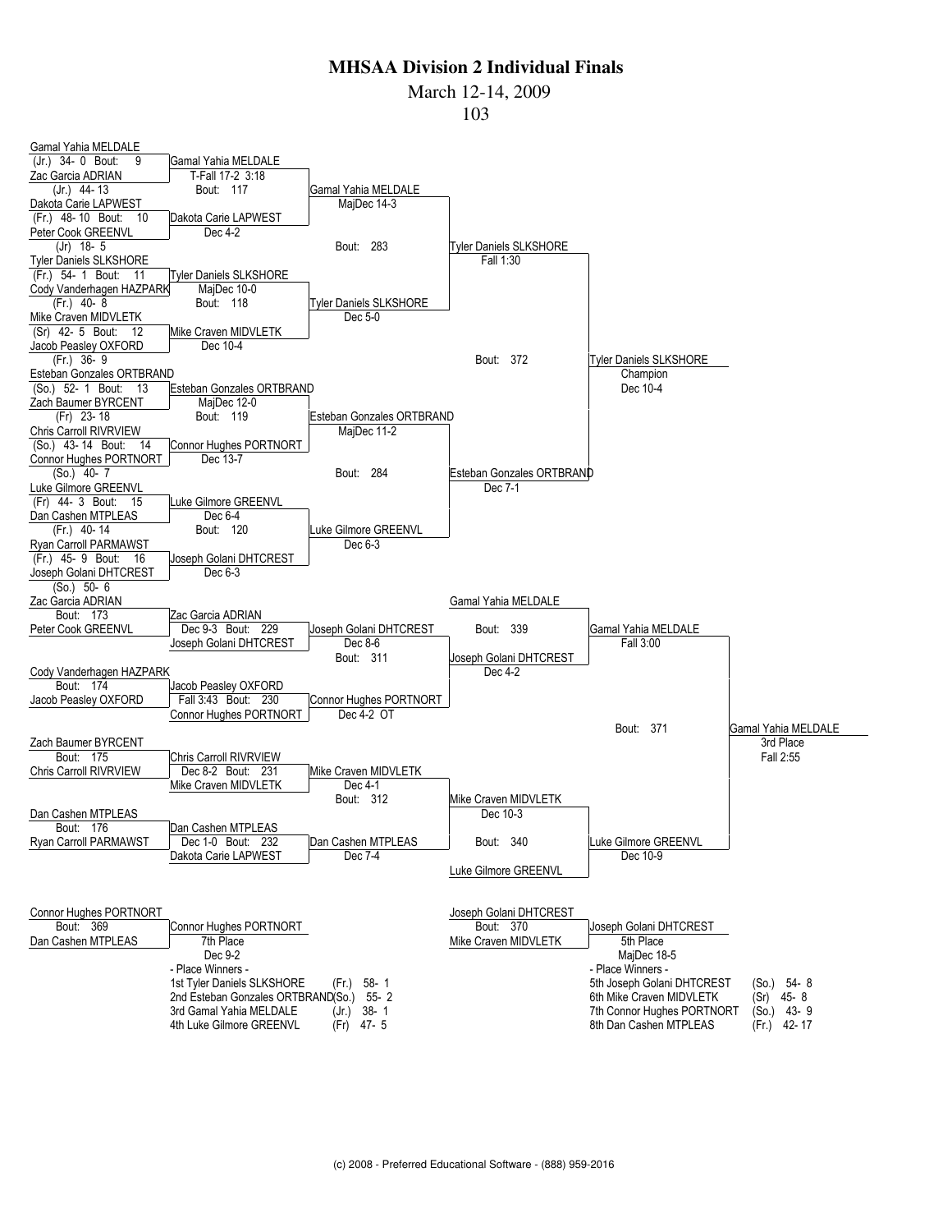# MHSAA Division 2 Individual Finals

March 12-14, 2009

103

## Championship Bracket

### First Round

| Bout | Wrestler 1 | Wrestler 2 | Winner | Result |
|---|---|---|---|---|
| 9 | Gamal Yahia MELDALE (Jr.) 34- 0 | Zac Garcia ADRIAN (Jr.) 44- 13 | Gamal Yahia MELDALE | T-Fall 17-2 3:18 |
| 10 | Dakota Carie LAPWEST (Fr.) 48- 10 | Peter Cook GREENVL (Jr) 18- 5 | Dakota Carie LAPWEST | Dec 4-2 |
| 11 | Tyler Daniels SLKSHORE (Fr.) 54- 1 | Cody Vanderhagen HAZPARK (Fr.) 40- 8 | Tyler Daniels SLKSHORE | MajDec 10-0 |
| 12 | Mike Craven MIDVLETK (Sr) 42- 5 | Jacob Peasley OXFORD (Fr.) 36- 9 | Mike Craven MIDVLETK | Dec 10-4 |
| 13 | Esteban Gonzales ORTBRAND (So.) 52- 1 | Zach Baumer BYRCENT (Fr) 23- 18 | Esteban Gonzales ORTBRAND | MajDec 12-0 |
| 14 | Chris Carroll RIVRVIEW (So.) 43- 14 | Connor Hughes PORTNORT (So.) 40- 7 | Connor Hughes PORTNORT | Dec 13-7 |
| 15 | Luke Gilmore GREENVL (Fr) 44- 3 | Dan Cashen MTPLEAS (Fr.) 40- 14 | Luke Gilmore GREENVL | Dec 6-4 |
| 16 | Ryan Carroll PARMAWST (Fr.) 45- 9 | Joseph Golani DHTCREST (So.) 50- 6 | Joseph Golani DHTCREST | Dec 6-3 |

### Quarterfinals

| Bout | Winner | Result |
|---|---|---|
| 117 | Gamal Yahia MELDALE | MajDec 14-3 |
| 118 | Tyler Daniels SLKSHORE | Dec 5-0 |
| 119 | Esteban Gonzales ORTBRAND | MajDec 11-2 |
| 120 | Luke Gilmore GREENVL | Dec 6-3 |

### Semifinals

| Bout | Winner | Result |
|---|---|---|
| 283 | Tyler Daniels SLKSHORE | Fall 1:30 |
| 284 | Esteban Gonzales ORTBRAND | Dec 7-1 |

### Final

| Bout | Winner | Result |
|---|---|---|
| 372 | Tyler Daniels SLKSHORE — Champion | Dec 10-4 |

## Consolation Bracket

| Bout | Wrestler 1 | Wrestler 2 | Winner | Result |
|---|---|---|---|---|
| 173 | Zac Garcia ADRIAN | Peter Cook GREENVL | Zac Garcia ADRIAN | |
| 229 | Zac Garcia ADRIAN | Joseph Golani DHTCREST | Joseph Golani DHTCREST | Dec 9-3 |
| 174 | Cody Vanderhagen HAZPARK | Jacob Peasley OXFORD | Jacob Peasley OXFORD | |
| 230 | Jacob Peasley OXFORD | Connor Hughes PORTNORT | Connor Hughes PORTNORT | Fall 3:43 |
| 175 | Zach Baumer BYRCENT | Chris Carroll RIVRVIEW | Chris Carroll RIVRVIEW | |
| 231 | Chris Carroll RIVRVIEW | Mike Craven MIDVLETK | Mike Craven MIDVLETK | Dec 8-2 |
| 176 | Dan Cashen MTPLEAS | Ryan Carroll PARMAWST | Dan Cashen MTPLEAS | |
| 232 | Dan Cashen MTPLEAS | Dakota Carie LAPWEST | Dan Cashen MTPLEAS | Dec 1-0 |
| 311 | Joseph Golani DHTCREST | Connor Hughes PORTNORT | Joseph Golani DHTCREST | Dec 8-6 |
| 312 | Mike Craven MIDVLETK | Dan Cashen MTPLEAS | Mike Craven MIDVLETK | Dec 4-1 |
| 339 | Gamal Yahia MELDALE | Joseph Golani DHTCREST | Gamal Yahia MELDALE | Dec 4-2 |
| 340 | Mike Craven MIDVLETK | Luke Gilmore GREENVL | Luke Gilmore GREENVL | Dec 10-3 |
| 371 | Gamal Yahia MELDALE | Luke Gilmore GREENVL | Gamal Yahia MELDALE — 3rd Place | Fall 3:00 |

Connor Hughes PORTNORT — Dec 4-2 OT (Bout 230 bracket line); Gamal Yahia MELDALE 3rd Place Fall 2:55; Luke Gilmore GREENVL Dec 10-9; Dan Cashen MTPLEAS Dec 7-4

## Placement Matches

| Bout | Wrestler 1 | Wrestler 2 | Winner | Result |
|---|---|---|---|---|
| 369 | Connor Hughes PORTNORT | Dan Cashen MTPLEAS | Connor Hughes PORTNORT — 7th Place | Dec 9-2 |
| 370 | Joseph Golani DHTCREST | Mike Craven MIDVLETK | Joseph Golani DHTCREST — 5th Place | MajDec 18-5 |

## - Place Winners -

| Place | Wrestler | Year | Record |
|---|---|---|---|
| 1st | Tyler Daniels SLKSHORE | (Fr.) | 58- 1 |
| 2nd | Esteban Gonzales ORTBRAND | (So.) | 55- 2 |
| 3rd | Gamal Yahia MELDALE | (Jr.) | 38- 1 |
| 4th | Luke Gilmore GREENVL | (Fr) | 47- 5 |
| 5th | Joseph Golani DHTCREST | (So.) | 54- 8 |
| 6th | Mike Craven MIDVLETK | (Sr) | 45- 8 |
| 7th | Connor Hughes PORTNORT | (So.) | 43- 9 |
| 8th | Dan Cashen MTPLEAS | (Fr.) | 42- 17 |

(c) 2008 - Preferred Educational Software - (888) 959-2016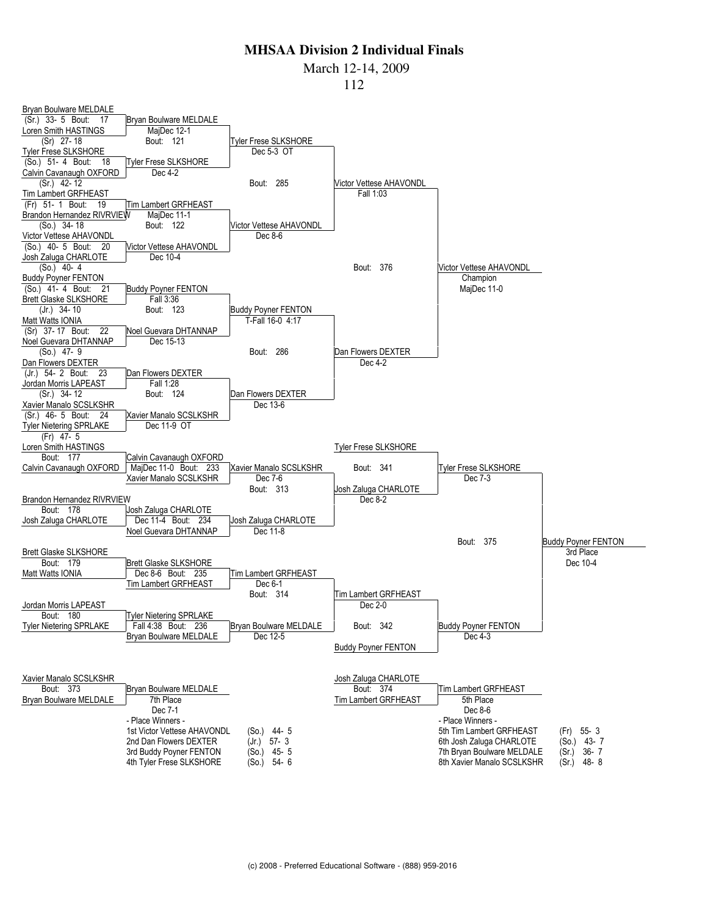# MHSAA Division 2 Individual Finals

March 12-14, 2009

112

## Championship Bracket

### First Round

| Wrestler | Opponent | Winner | Result | Bout |
|---|---|---|---|---|
| Bryan Boulware MELDALE (Sr.) 33- 5 | Loren Smith HASTINGS (Sr) 27- 18 | Bryan Boulware MELDALE | MajDec 12-1 | 17 |
| Tyler Frese SLKSHORE (So.) 51- 4 | Calvin Cavanaugh OXFORD (Sr.) 42- 12 | Tyler Frese SLKSHORE | Dec 4-2 | 18 |
| Tim Lambert GRFHEAST (Fr) 51- 1 | Brandon Hernandez RIVRVIEW (So.) 34- 18 | Tim Lambert GRFHEAST | MajDec 11-1 | 19 |
| Victor Vettese AHAVONDL (So.) 40- 5 | Josh Zaluga CHARLOTE (So.) 40- 4 | Victor Vettese AHAVONDL | Dec 10-4 | 20 |
| Buddy Poyner FENTON (So.) 41- 4 | Brett Glaske SLKSHORE (Jr.) 34- 10 | Buddy Poyner FENTON | Fall 3:36 | 21 |
| Matt Watts IONIA (Sr) 37- 17 | Noel Guevara DHTANNAP (So.) 47- 9 | Noel Guevara DHTANNAP | Dec 15-13 | 22 |
| Dan Flowers DEXTER (Jr.) 54- 2 | Jordan Morris LAPEAST (Sr.) 34- 12 | Dan Flowers DEXTER | Fall 1:28 | 23 |
| Xavier Manalo SCSLKSHR (Sr.) 46- 5 | Tyler Nietering SPRLAKE (Fr) 47- 5 | Xavier Manalo SCSLKSHR | Dec 11-9 OT | 24 |

### Quarterfinals

| Bout | Winner | Result |
|---|---|---|
| 121 | Tyler Frese SLKSHORE | Dec 5-3 OT |
| 122 | Victor Vettese AHAVONDL | Dec 8-6 |
| 123 | Buddy Poyner FENTON | T-Fall 16-0 4:17 |
| 124 | Dan Flowers DEXTER | Dec 13-6 |

### Semifinals

| Bout | Winner | Result |
|---|---|---|
| 285 | Victor Vettese AHAVONDL | Fall 1:03 |
| 286 | Dan Flowers DEXTER | Dec 4-2 |

### Final

| Bout | Winner | Result |
|---|---|---|
| 376 | Victor Vettese AHAVONDL — Champion | MajDec 11-0 |

## Consolation Bracket

| Bout | Wrestlers | Winner | Result |
|---|---|---|---|
| 177 | Loren Smith HASTINGS vs. Calvin Cavanaugh OXFORD | Calvin Cavanaugh OXFORD | MajDec 11-0 |
| 178 | Brandon Hernandez RIVRVIEW vs. Josh Zaluga CHARLOTE | Josh Zaluga CHARLOTE | Dec 11-4 |
| 179 | Brett Glaske SLKSHORE vs. Matt Watts IONIA | Brett Glaske SLKSHORE | Dec 8-6 |
| 180 | Jordan Morris LAPEAST vs. Tyler Nietering SPRLAKE | Tyler Nietering SPRLAKE | Fall 4:38 |
| 233 | Calvin Cavanaugh OXFORD vs. Xavier Manalo SCSLKSHR | Xavier Manalo SCSLKSHR | Dec 7-6 |
| 234 | Josh Zaluga CHARLOTE vs. Noel Guevara DHTANNAP | Josh Zaluga CHARLOTE | Dec 11-8 |
| 235 | Brett Glaske SLKSHORE vs. Tim Lambert GRFHEAST | Tim Lambert GRFHEAST | Dec 6-1 |
| 236 | Tyler Nietering SPRLAKE vs. Bryan Boulware MELDALE | Bryan Boulware MELDALE | Dec 12-5 |
| 313 | Xavier Manalo SCSLKSHR vs. Josh Zaluga CHARLOTE | Josh Zaluga CHARLOTE | Dec 8-2 |
| 314 | Tim Lambert GRFHEAST vs. Bryan Boulware MELDALE | Tim Lambert GRFHEAST | Dec 2-0 |
| 341 | Tyler Frese SLKSHORE vs. Josh Zaluga CHARLOTE | Tyler Frese SLKSHORE | Dec 7-3 |
| 342 | Tim Lambert GRFHEAST vs. Buddy Poyner FENTON | Buddy Poyner FENTON | Dec 4-3 |
| 375 | Tyler Frese SLKSHORE vs. Buddy Poyner FENTON | Buddy Poyner FENTON — 3rd Place | Dec 10-4 |
| 374 | Josh Zaluga CHARLOTE vs. Tim Lambert GRFHEAST | Tim Lambert GRFHEAST — 5th Place | Dec 8-6 |
| 373 | Xavier Manalo SCSLKSHR vs. Bryan Boulware MELDALE | Bryan Boulware MELDALE — 7th Place | Dec 7-1 |

## - Place Winners -

| Place | Wrestler | Year | Record |
|---|---|---|---|
| 1st | Victor Vettese AHAVONDL | (So.) | 44- 5 |
| 2nd | Dan Flowers DEXTER | (Jr.) | 57- 3 |
| 3rd | Buddy Poyner FENTON | (So.) | 45- 5 |
| 4th | Tyler Frese SLKSHORE | (So.) | 54- 6 |
| 5th | Tim Lambert GRFHEAST | (Fr) | 55- 3 |
| 6th | Josh Zaluga CHARLOTE | (So.) | 43- 7 |
| 7th | Bryan Boulware MELDALE | (Sr.) | 36- 7 |
| 8th | Xavier Manalo SCSLKSHR | (Sr.) | 48- 8 |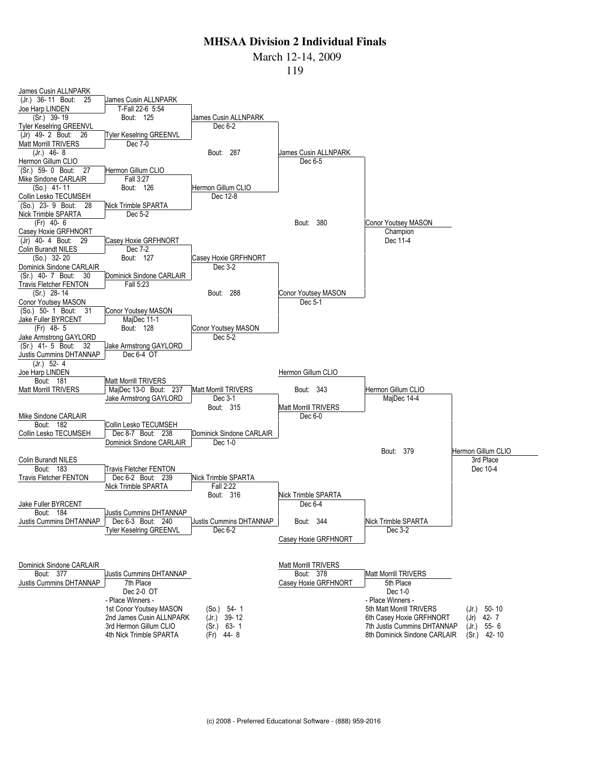# MHSAA Division 2 Individual Finals

March 12-14, 2009

119

## Championship Bracket

### First Round

| Bout | Wrestler 1 | Wrestler 2 | Winner | Result |
|---|---|---|---|---|
| 25 | James Cusin ALLNPARK (Jr.) 36-11 | Joe Harp LINDEN (Sr.) 39-19 | James Cusin ALLNPARK | T-Fall 22-6 5:54 |
| 26 | Tyler Keselring GREENVL (Jr) 49-2 | Matt Morrill TRIVERS (Jr.) 46-8 | Tyler Keselring GREENVL | Dec 7-0 |
| 27 | Hermon Gillum CLIO (Sr.) 59-0 | Mike Sindone CARLAIR (So.) 41-11 | Hermon Gillum CLIO | Fall 3:27 |
| 28 | Collin Lesko TECUMSEH (So.) 23-9 | Nick Trimble SPARTA (Fr) 40-6 | Nick Trimble SPARTA | Dec 5-2 |
| 29 | Casey Hoxie GRFHNORT (Jr) 40-4 | Colin Burandt NILES (So.) 32-20 | Casey Hoxie GRFHNORT | Dec 7-2 |
| 30 | Dominick Sindone CARLAIR (Sr.) 40-7 | Travis Fletcher FENTON (Sr.) 28-14 | Dominick Sindone CARLAIR | Fall 5:23 |
| 31 | Conor Youtsey MASON (So.) 50-1 | Jake Fuller BYRCENT (Fr) 48-5 | Conor Youtsey MASON | MajDec 11-1 |
| 32 | Jake Armstrong GAYLORD (Sr.) 41-5 | Justis Cummins DHTANNAP (Jr.) 52-4 | Jake Armstrong GAYLORD | Dec 6-4 OT |

### Quarterfinals

| Bout | Wrestler 1 | Wrestler 2 | Winner | Result |
|---|---|---|---|---|
| 125 | James Cusin ALLNPARK | Tyler Keselring GREENVL | James Cusin ALLNPARK | Dec 6-2 |
| 126 | Hermon Gillum CLIO | Nick Trimble SPARTA | Hermon Gillum CLIO | Dec 12-8 |
| 127 | Casey Hoxie GRFHNORT | Dominick Sindone CARLAIR | Casey Hoxie GRFHNORT | Dec 3-2 |
| 128 | Conor Youtsey MASON | Jake Armstrong GAYLORD | Conor Youtsey MASON | Dec 5-2 |

### Semifinals

| Bout | Wrestler 1 | Wrestler 2 | Winner | Result |
|---|---|---|---|---|
| 287 | James Cusin ALLNPARK | Hermon Gillum CLIO | James Cusin ALLNPARK | Dec 6-5 |
| 288 | Casey Hoxie GRFHNORT | Conor Youtsey MASON | Conor Youtsey MASON | Dec 5-1 |

### Final

| Bout | Wrestler 1 | Wrestler 2 | Winner | Result |
|---|---|---|---|---|
| 380 | James Cusin ALLNPARK | Conor Youtsey MASON | Conor Youtsey MASON (Champion) | Dec 11-4 |

## Consolation Bracket

| Bout | Wrestler 1 | Wrestler 2 | Winner | Result |
|---|---|---|---|---|
| 181 | Joe Harp LINDEN | Matt Morrill TRIVERS | Matt Morrill TRIVERS | |
| 182 | Mike Sindone CARLAIR | Collin Lesko TECUMSEH | Collin Lesko TECUMSEH | |
| 183 | Colin Burandt NILES | Travis Fletcher FENTON | Travis Fletcher FENTON | |
| 184 | Jake Fuller BYRCENT | Justis Cummins DHTANNAP | Justis Cummins DHTANNAP | |
| 237 | Matt Morrill TRIVERS | Jake Armstrong GAYLORD | Matt Morrill TRIVERS | MajDec 13-0 |
| 238 | Collin Lesko TECUMSEH | Dominick Sindone CARLAIR | Dominick Sindone CARLAIR | Dec 8-7 |
| 239 | Travis Fletcher FENTON | Nick Trimble SPARTA | Nick Trimble SPARTA | Dec 6-2 |
| 240 | Justis Cummins DHTANNAP | Tyler Keselring GREENVL | Justis Cummins DHTANNAP | Dec 6-3 |
| 315 | Matt Morrill TRIVERS | Dominick Sindone CARLAIR | Matt Morrill TRIVERS | Dec 3-1 |
| 316 | Nick Trimble SPARTA | Justis Cummins DHTANNAP | Nick Trimble SPARTA | Fall 2:22 |
| 343 | Hermon Gillum CLIO | Matt Morrill TRIVERS | Hermon Gillum CLIO | Dec 6-0 |
| 344 | Nick Trimble SPARTA | Casey Hoxie GRFHNORT | Nick Trimble SPARTA | Dec 6-4 |
| 379 | Hermon Gillum CLIO | Nick Trimble SPARTA | Hermon Gillum CLIO (3rd Place) | Dec 10-4 |

Bout 315 winner result: Dec 1-0 (Dominick Sindone CARLAIR line); Bout 316: Dec 6-2 (Justis Cummins DHTANNAP line); Bout 343: MajDec 14-4; Bout 344: Dec 3-2.

## Placement Matches

| Bout | Wrestler 1 | Wrestler 2 | Winner | Result |
|---|---|---|---|---|
| 377 | Dominick Sindone CARLAIR | Justis Cummins DHTANNAP | Justis Cummins DHTANNAP (7th Place) | Dec 2-0 OT |
| 378 | Matt Morrill TRIVERS | Casey Hoxie GRFHNORT | Matt Morrill TRIVERS (5th Place) | Dec 1-0 |

## - Place Winners -

| Place | Name | Team | Year | Record |
|---|---|---|---|---|
| 1st | Conor Youtsey | MASON | (So.) | 54- 1 |
| 2nd | James Cusin | ALLNPARK | (Jr.) | 39- 12 |
| 3rd | Hermon Gillum | CLIO | (Sr.) | 63- 1 |
| 4th | Nick Trimble | SPARTA | (Fr) | 44- 8 |
| 5th | Matt Morrill | TRIVERS | (Jr.) | 50- 10 |
| 6th | Casey Hoxie | GRFHNORT | (Jr) | 42- 7 |
| 7th | Justis Cummins | DHTANNAP | (Jr.) | 55- 6 |
| 8th | Dominick Sindone | CARLAIR | (Sr.) | 42- 10 |

(c) 2008 - Preferred Educational Software - (888) 959-2016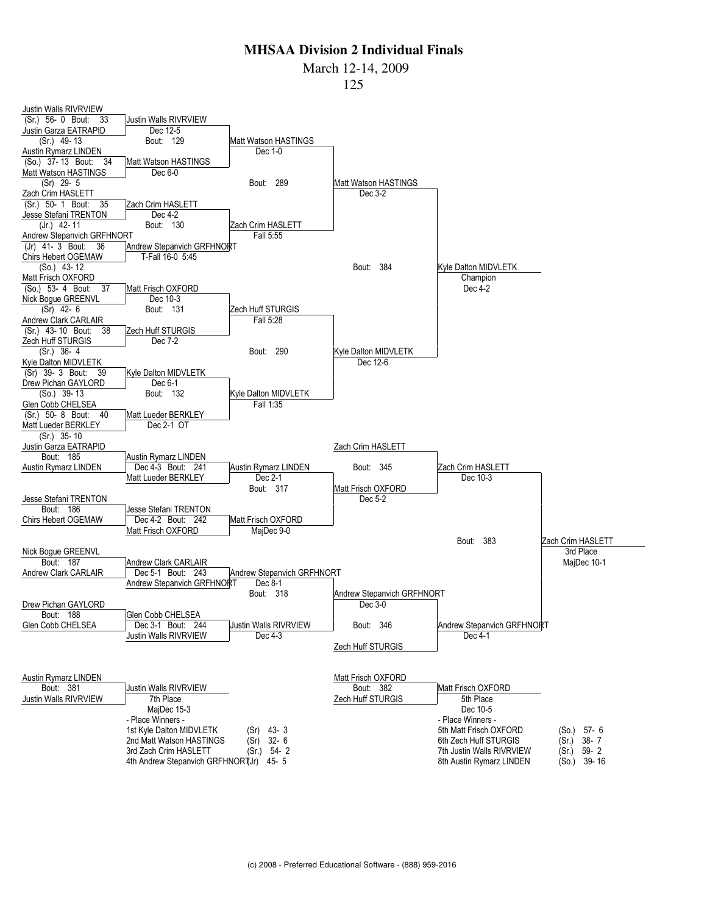# MHSAA Division 2 Individual Finals

March 12-14, 2009

125

## Championship Bracket

### First Round

| Bout | Wrestler 1 | Wrestler 2 | Winner | Result |
|---|---|---|---|---|
| 33 | Justin Walls RIVRVIEW (Sr.) 56- 0 | Justin Garza EATRAPID (Sr.) 49- 13 | Justin Walls RIVRVIEW | Dec 12-5 |
| 34 | Austin Rymarz LINDEN (So.) 37- 13 | Matt Watson HASTINGS (Sr) 29- 5 | Matt Watson HASTINGS | Dec 6-0 |
| 35 | Zach Crim HASLETT (Sr.) 50- 1 | Jesse Stefani TRENTON (Jr.) 42- 11 | Zach Crim HASLETT | Dec 4-2 |
| 36 | Andrew Stepanvich GRFHNORT (Jr) 41- 3 | Chirs Hebert OGEMAW (So.) 43- 12 | Andrew Stepanvich GRFHNORT | T-Fall 16-0 5:45 |
| 37 | Matt Frisch OXFORD (So.) 53- 4 | Nick Bogue GREENVL (Sr) 42- 6 | Matt Frisch OXFORD | Dec 10-3 |
| 38 | Andrew Clark CARLAIR (Sr.) 43- 10 | Zech Huff STURGIS (Sr.) 36- 4 | Zech Huff STURGIS | Dec 7-2 |
| 39 | Kyle Dalton MIDVLETK (Sr) 39- 3 | Drew Pichan GAYLORD (So.) 39- 13 | Kyle Dalton MIDVLETK | Dec 6-1 |
| 40 | Glen Cobb CHELSEA (Sr.) 50- 8 | Matt Lueder BERKLEY (Sr.) 35- 10 | Matt Lueder BERKLEY | Dec 2-1 OT |

### Quarterfinals

| Bout | Winner | Result |
|---|---|---|
| 129 | Matt Watson HASTINGS | Dec 1-0 |
| 130 | Zach Crim HASLETT | Fall 5:55 |
| 131 | Zech Huff STURGIS | Fall 5:28 |
| 132 | Kyle Dalton MIDVLETK | Fall 1:35 |

### Semifinals

| Bout | Winner | Result |
|---|---|---|
| 289 | Matt Watson HASTINGS | Dec 3-2 |
| 290 | Kyle Dalton MIDVLETK | Dec 12-6 |

### Final

| Bout | Winner | Result |
|---|---|---|
| 384 | Kyle Dalton MIDVLETK — Champion | Dec 4-2 |

## Consolation Bracket

| Bout | Wrestler 1 | Wrestler 2 | Winner | Result |
|---|---|---|---|---|
| 185 | Justin Garza EATRAPID | Austin Rymarz LINDEN | Austin Rymarz LINDEN | |
| 186 | Jesse Stefani TRENTON | Chirs Hebert OGEMAW | Jesse Stefani TRENTON | |
| 187 | Nick Bogue GREENVL | Andrew Clark CARLAIR | Andrew Clark CARLAIR | |
| 188 | Drew Pichan GAYLORD | Glen Cobb CHELSEA | Glen Cobb CHELSEA | |
| 241 | Austin Rymarz LINDEN | Matt Lueder BERKLEY | Austin Rymarz LINDEN | Dec 4-3 |
| 242 | Jesse Stefani TRENTON | Matt Frisch OXFORD | Matt Frisch OXFORD | Dec 4-2 |
| 243 | Andrew Clark CARLAIR | Andrew Stepanvich GRFHNORT | Andrew Stepanvich GRFHNORT | Dec 5-1 |
| 244 | Glen Cobb CHELSEA | Justin Walls RIVRVIEW | Justin Walls RIVRVIEW | Dec 3-1 |
| 317 | Austin Rymarz LINDEN | Matt Frisch OXFORD | Matt Frisch OXFORD | Dec 2-1 |
| 318 | Andrew Stepanvich GRFHNORT | Justin Walls RIVRVIEW | Andrew Stepanvich GRFHNORT | Dec 8-1 |
| 345 | Zach Crim HASLETT | Matt Frisch OXFORD | Zach Crim HASLETT | Dec 5-2 |
| 346 | Andrew Stepanvich GRFHNORT | Zech Huff STURGIS | Andrew Stepanvich GRFHNORT | Dec 3-0 |
| 383 | Zach Crim HASLETT | Andrew Stepanvich GRFHNORT | Zach Crim HASLETT — 3rd Place | MajDec 10-1 |

Note: In bouts 241–244 the result shown is for the preceding bout (185–188) winner's match; bout 317 result MajDec 9-0 (Matt Frisch OXFORD); bout 318 result Dec 4-3 (Justin Walls RIVRVIEW); bout 345 result Dec 10-3; bout 346 result Dec 4-1.

## Placement Bouts

| Bout | Wrestler 1 | Wrestler 2 | Winner | Result |
|---|---|---|---|---|
| 381 | Austin Rymarz LINDEN | Justin Walls RIVRVIEW | Justin Walls RIVRVIEW — 7th Place | MajDec 15-3 |
| 382 | Matt Frisch OXFORD | Zech Huff STURGIS | Matt Frisch OXFORD — 5th Place | Dec 10-5 |

## - Place Winners -

| Place | Wrestler | Year | Record |
|---|---|---|---|
| 1st | Kyle Dalton MIDVLETK | (Sr) | 43- 3 |
| 2nd | Matt Watson HASTINGS | (Sr) | 32- 6 |
| 3rd | Zach Crim HASLETT | (Sr.) | 54- 2 |
| 4th | Andrew Stepanvich GRFHNORT | (Jr) | 45- 5 |
| 5th | Matt Frisch OXFORD | (So.) | 57- 6 |
| 6th | Zech Huff STURGIS | (Sr.) | 38- 7 |
| 7th | Justin Walls RIVRVIEW | (Sr.) | 59- 2 |
| 8th | Austin Rymarz LINDEN | (So.) | 39- 16 |

(c) 2008 - Preferred Educational Software - (888) 959-2016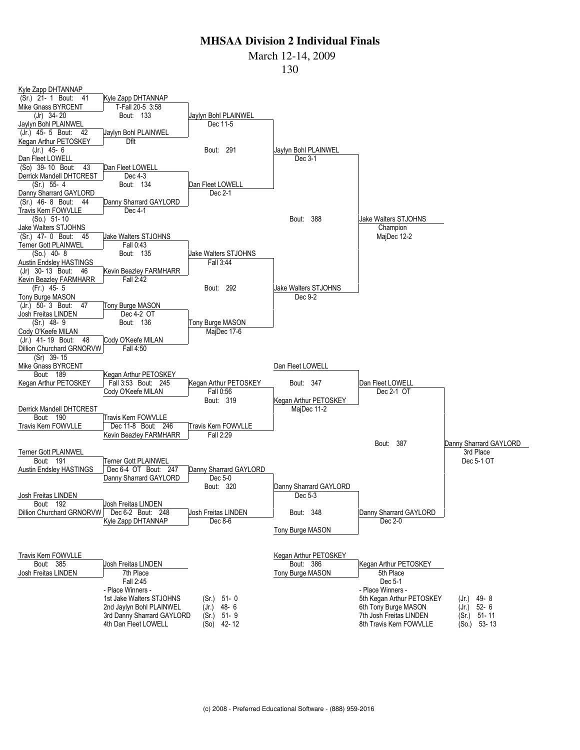# MHSAA Division 2 Individual Finals

March 12-14, 2009

130

## Championship Bracket

### First Round

- Kyle Zapp DHTANNAP (Sr.) 21-1 vs. Mike Gnass BYRCENT (Jr) 34-20 — Bout: 41 — Kyle Zapp DHTANNAP, T-Fall 20-5 3:58
- Jaylyn Bohl PLAINWEL (Jr.) 45-5 vs. Kegan Arthur PETOSKEY (Jr.) 45-6 — Bout: 42 — Jaylyn Bohl PLAINWEL, Dflt
- Dan Fleet LOWELL (So) 39-10 vs. Derrick Mandell DHTCREST (Sr.) 55-4 — Bout: 43 — Dan Fleet LOWELL, Dec 4-3
- Danny Sharrard GAYLORD (Sr.) 46-8 vs. Travis Kern FOWVLLE (So.) 51-10 — Bout: 44 — Danny Sharrard GAYLORD, Dec 4-1
- Jake Walters STJOHNS (Sr.) 47-0 vs. Terner Gott PLAINWEL (So.) 40-8 — Bout: 45 — Jake Walters STJOHNS, Fall 0:43
- Austin Endsley HASTINGS (Jr) 30-13 vs. Kevin Beazley FARMHARR (Fr.) 45-5 — Bout: 46 — Kevin Beazley FARMHARR, Fall 2:42
- Tony Burge MASON (Jr.) 50-3 vs. Josh Freitas LINDEN (Sr.) 48-9 — Bout: 47 — Tony Burge MASON, Dec 4-2 OT
- Cody O'Keefe MILAN (Jr.) 41-19 vs. Dillion Churchard GRNORVW (Sr) 39-15 — Bout: 48 — Cody O'Keefe MILAN, Fall 4:50

### Quarterfinals

- Bout: 133 — Jaylyn Bohl PLAINWEL, Dec 11-5
- Bout: 134 — Dan Fleet LOWELL, Dec 2-1
- Bout: 135 — Jake Walters STJOHNS, Fall 3:44
- Bout: 136 — Tony Burge MASON, MajDec 17-6

### Semifinals

- Bout: 291 — Jaylyn Bohl PLAINWEL, Dec 3-1
- Bout: 292 — Jake Walters STJOHNS, Dec 9-2

### Final

- Bout: 388 — Jake Walters STJOHNS, Champion, MajDec 12-2

## Consolation Bracket

- Bout: 189 — Mike Gnass BYRCENT vs. Kegan Arthur PETOSKEY — Kegan Arthur PETOSKEY
- Bout: 190 — Derrick Mandell DHTCREST vs. Travis Kern FOWVLLE — Travis Kern FOWVLLE
- Bout: 191 — Terner Gott PLAINWEL vs. Austin Endsley HASTINGS — Terner Gott PLAINWEL
- Bout: 192 — Josh Freitas LINDEN vs. Dillion Churchard GRNORVW — Josh Freitas LINDEN
- Bout: 245 — Kegan Arthur PETOSKEY vs. Cody O'Keefe MILAN — Kegan Arthur PETOSKEY, Fall 3:53
- Bout: 246 — Travis Kern FOWVLLE vs. Kevin Beazley FARMHARR — Travis Kern FOWVLLE, Dec 11-8
- Bout: 247 — Terner Gott PLAINWEL vs. Danny Sharrard GAYLORD — Danny Sharrard GAYLORD, Dec 6-4 OT
- Bout: 248 — Josh Freitas LINDEN vs. Kyle Zapp DHTANNAP — Josh Freitas LINDEN, Dec 6-2
- Bout: 319 — Kegan Arthur PETOSKEY, Fall 0:56 (vs. Travis Kern FOWVLLE, Fall 2:29)
- Bout: 320 — Danny Sharrard GAYLORD, Dec 5-0 (vs. Josh Freitas LINDEN, Dec 8-6)
- Bout: 347 — Dan Fleet LOWELL vs. Kegan Arthur PETOSKEY — Dan Fleet LOWELL, Dec 2-1 OT (Kegan Arthur PETOSKEY, MajDec 11-2)
- Bout: 348 — Danny Sharrard GAYLORD vs. Tony Burge MASON — Danny Sharrard GAYLORD, Dec 2-0 (Danny Sharrard GAYLORD, Dec 5-3)
- Bout: 387 — Danny Sharrard GAYLORD, 3rd Place, Dec 5-1 OT

## Placement Matches

- Bout: 385 — Travis Kern FOWVLLE vs. Josh Freitas LINDEN — Josh Freitas LINDEN, 7th Place, Fall 2:45
- Bout: 386 — Kegan Arthur PETOSKEY vs. Tony Burge MASON — Kegan Arthur PETOSKEY, 5th Place, Dec 5-1

## - Place Winners -

| Place | Wrestler | Year | Record |
|---|---|---|---|
| 1st | Jake Walters STJOHNS | (Sr.) | 51- 0 |
| 2nd | Jaylyn Bohl PLAINWEL | (Jr.) | 48- 6 |
| 3rd | Danny Sharrard GAYLORD | (Sr.) | 51- 9 |
| 4th | Dan Fleet LOWELL | (So) | 42- 12 |
| 5th | Kegan Arthur PETOSKEY | (Jr.) | 49- 8 |
| 6th | Tony Burge MASON | (Jr.) | 52- 6 |
| 7th | Josh Freitas LINDEN | (Sr.) | 51- 11 |
| 8th | Travis Kern FOWVLLE | (So.) | 53- 13 |

(c) 2008 - Preferred Educational Software - (888) 959-2016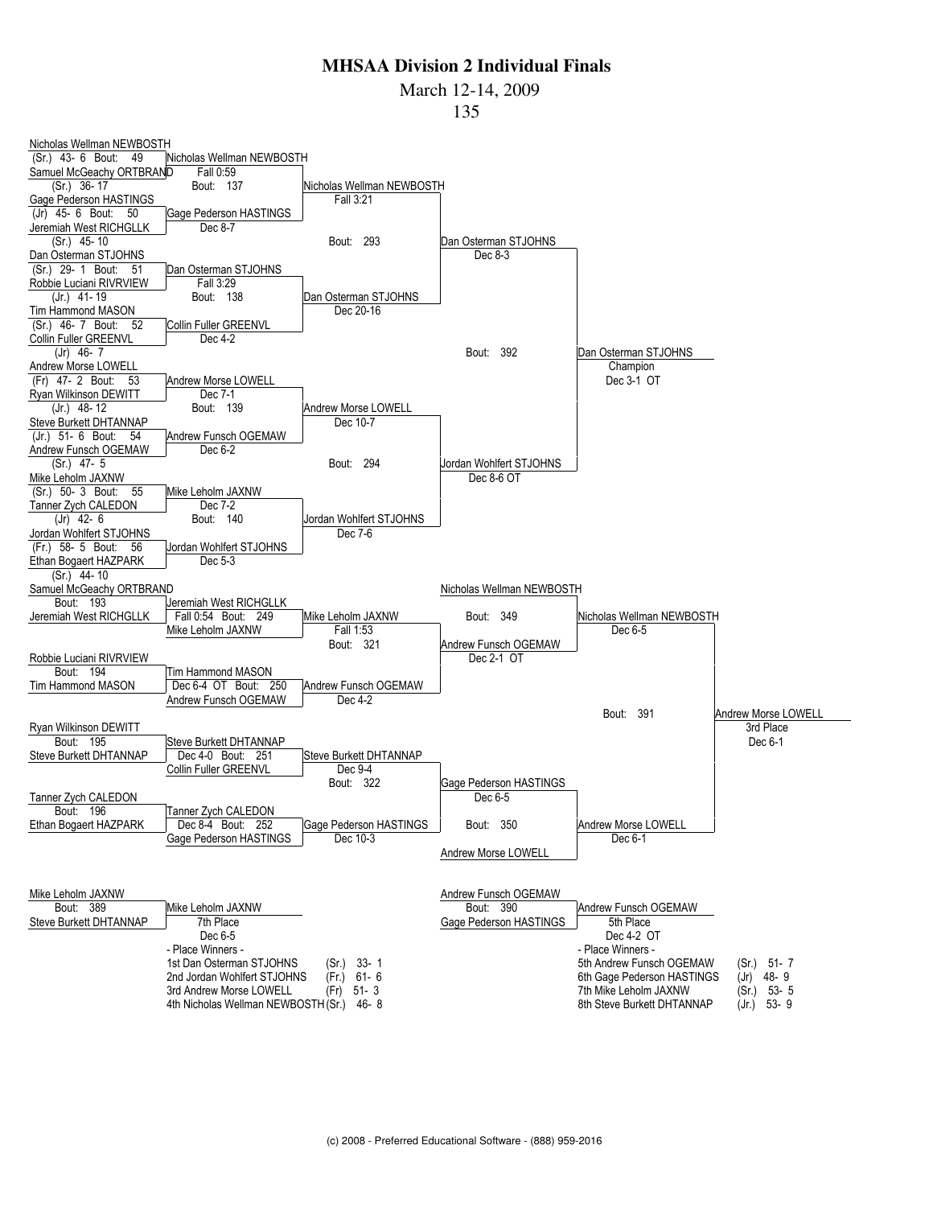# MHSAA Division 2 Individual Finals

March 12-14, 2009

135

## Championship Bracket

**First Round**

- Bout 49: Nicholas Wellman NEWBOSTH (Sr.) 43- 6 vs Samuel McGeachy ORTBRAND (Sr.) 36- 17 — Nicholas Wellman NEWBOSTH, Fall 0:59
- Bout 50: Gage Pederson HASTINGS (Jr) 45- 6 vs Jeremiah West RICHGLLK (Sr.) 45- 10 — Gage Pederson HASTINGS, Dec 8-7
- Bout 51: Dan Osterman STJOHNS (Sr.) 29- 1 vs Robbie Luciani RIVRVIEW (Jr.) 41- 19 — Dan Osterman STJOHNS, Fall 3:29
- Bout 52: Tim Hammond MASON (Sr.) 46- 7 vs Collin Fuller GREENVL (Jr) 46- 7 — Collin Fuller GREENVL, Dec 4-2
- Bout 53: Andrew Morse LOWELL (Fr) 47- 2 vs Ryan Wilkinson DEWITT (Jr.) 48- 12 — Andrew Morse LOWELL, Dec 7-1
- Bout 54: Steve Burkett DHTANNAP (Jr.) 51- 6 vs Andrew Funsch OGEMAW (Sr.) 47- 5 — Andrew Funsch OGEMAW, Dec 6-2
- Bout 55: Mike Leholm JAXNW (Sr.) 50- 3 vs Tanner Zych CALEDON (Jr) 42- 6 — Mike Leholm JAXNW, Dec 7-2
- Bout 56: Jordan Wohlfert STJOHNS (Fr.) 58- 5 vs Ethan Bogaert HAZPARK (Sr.) 44- 10 — Jordan Wohlfert STJOHNS, Dec 5-3

**Quarterfinals**

- Bout 137: Nicholas Wellman NEWBOSTH, Fall 3:21
- Bout 138: Dan Osterman STJOHNS, Dec 20-16
- Bout 139: Andrew Morse LOWELL, Dec 10-7
- Bout 140: Jordan Wohlfert STJOHNS, Dec 7-6

**Semifinals**

- Bout 293: Dan Osterman STJOHNS, Dec 8-3
- Bout 294: Jordan Wohlfert STJOHNS, Dec 8-6 OT

**Final**

- Bout 392: Dan Osterman STJOHNS, Champion, Dec 3-1 OT

## Consolation Bracket

- Bout 193: Samuel McGeachy ORTBRAND vs Jeremiah West RICHGLLK — Jeremiah West RICHGLLK, Fall 0:54
- Bout 194: Robbie Luciani RIVRVIEW vs Tim Hammond MASON — Tim Hammond MASON, Dec 6-4 OT
- Bout 195: Ryan Wilkinson DEWITT vs Steve Burkett DHTANNAP — Steve Burkett DHTANNAP, Dec 4-0
- Bout 196: Tanner Zych CALEDON vs Ethan Bogaert HAZPARK — Tanner Zych CALEDON, Dec 8-4
- Bout 249: Jeremiah West RICHGLLK vs Mike Leholm JAXNW — Mike Leholm JAXNW, Fall 1:53
- Bout 250: Tim Hammond MASON vs Andrew Funsch OGEMAW — Andrew Funsch OGEMAW, Dec 4-2
- Bout 251: Steve Burkett DHTANNAP vs Collin Fuller GREENVL — Steve Burkett DHTANNAP, Dec 9-4
- Bout 252: Tanner Zych CALEDON vs Gage Pederson HASTINGS — Gage Pederson HASTINGS, Dec 10-3
- Bout 321: Nicholas Wellman NEWBOSTH vs Mike Leholm JAXNW — Nicholas Wellman NEWBOSTH
- Bout 322: Andrew Funsch OGEMAW vs Steve Burkett DHTANNAP — Gage Pederson HASTINGS (vs Steve Burkett DHTANNAP)
- Bout 349: Nicholas Wellman NEWBOSTH vs Andrew Funsch OGEMAW — Nicholas Wellman NEWBOSTH, Dec 6-5; Andrew Funsch OGEMAW, Dec 2-1 OT
- Bout 350: Gage Pederson HASTINGS vs Andrew Morse LOWELL — Andrew Morse LOWELL, Dec 6-1; Gage Pederson HASTINGS, Dec 6-5
- Bout 391: Nicholas Wellman NEWBOSTH vs Andrew Morse LOWELL — Andrew Morse LOWELL, 3rd Place, Dec 6-1

## Placement Bouts

- Bout 389: Mike Leholm JAXNW vs Steve Burkett DHTANNAP — Mike Leholm JAXNW, 7th Place, Dec 6-5
- Bout 390: Andrew Funsch OGEMAW vs Gage Pederson HASTINGS — Andrew Funsch OGEMAW, 5th Place, Dec 4-2 OT

## Place Winners

| Place | Name | Team | Year | Record |
|---|---|---|---|---|
| 1st | Dan Osterman | STJOHNS | (Sr.) | 33- 1 |
| 2nd | Jordan Wohlfert | STJOHNS | (Fr.) | 61- 6 |
| 3rd | Andrew Morse | LOWELL | (Fr) | 51- 3 |
| 4th | Nicholas Wellman | NEWBOSTH | (Sr.) | 46- 8 |
| 5th | Andrew Funsch | OGEMAW | (Sr.) | 51- 7 |
| 6th | Gage Pederson | HASTINGS | (Jr) | 48- 9 |
| 7th | Mike Leholm | JAXNW | (Sr.) | 53- 5 |
| 8th | Steve Burkett | DHTANNAP | (Jr.) | 53- 9 |

(c) 2008 - Preferred Educational Software - (888) 959-2016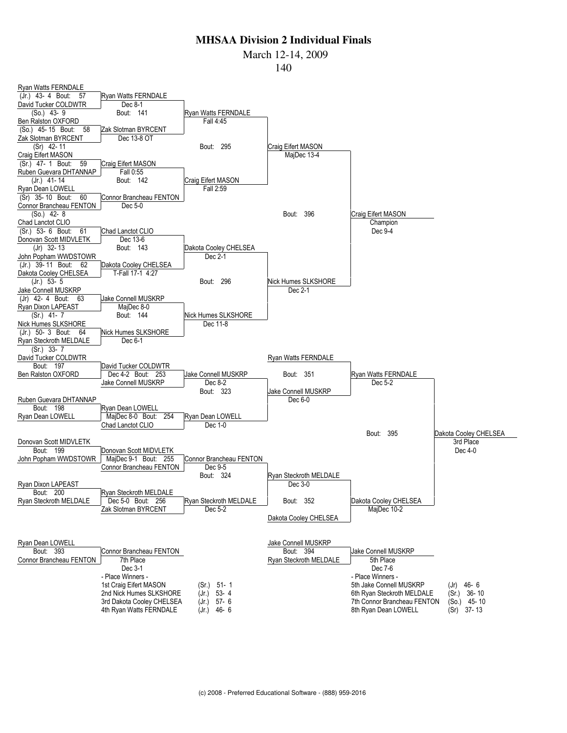# MHSAA Division 2 Individual Finals

March 12-14, 2009

140

## Championship Bracket

**First Round**

- Bout 57: Ryan Watts FERNDALE (Jr.) 43-4 vs. David Tucker COLDWTR (So.) 43-9 — Ryan Watts FERNDALE, Dec 8-1
- Bout 58: Ben Ralston OXFORD (So.) 45-15 vs. Zak Slotman BYRCENT (Sr) 42-11 — Zak Slotman BYRCENT, Dec 13-8 OT
- Bout 59: Craig Eifert MASON (Sr.) 47-1 vs. Ruben Guevara DHTANNAP (Jr.) 41-14 — Craig Eifert MASON, Fall 0:55
- Bout 60: Ryan Dean LOWELL (Sr) 35-10 vs. Connor Brancheau FENTON (So.) 42-8 — Connor Brancheau FENTON, Dec 5-0
- Bout 61: Chad Lanctot CLIO (Sr.) 53-6 vs. Donovan Scott MIDVLETK (Jr) 32-13 — Chad Lanctot CLIO, Dec 13-6
- Bout 62: John Popham WWDSTOWR (Jr.) 39-11 vs. Dakota Cooley CHELSEA (Jr.) 53-5 — Dakota Cooley CHELSEA, T-Fall 17-1 4:27
- Bout 63: Jake Connell MUSKRP (Jr) 42-4 vs. Ryan Dixon LAPEAST (Sr.) 41-7 — Jake Connell MUSKRP, MajDec 8-0
- Bout 64: Nick Humes SLKSHORE (Jr.) 50-3 vs. Ryan Steckroth MELDALE (Sr.) 33-7 — Nick Humes SLKSHORE, Dec 6-1

**Quarterfinals**

- Bout 141: Ryan Watts FERNDALE vs. Zak Slotman BYRCENT — Ryan Watts FERNDALE, Fall 4:45
- Bout 142: Craig Eifert MASON vs. Connor Brancheau FENTON — Craig Eifert MASON, Fall 2:59
- Bout 143: Chad Lanctot CLIO vs. Dakota Cooley CHELSEA — Dakota Cooley CHELSEA, Dec 2-1
- Bout 144: Jake Connell MUSKRP vs. Nick Humes SLKSHORE — Nick Humes SLKSHORE, Dec 11-8

**Semifinals**

- Bout 295: Ryan Watts FERNDALE vs. Craig Eifert MASON — Craig Eifert MASON, MajDec 13-4
- Bout 296: Dakota Cooley CHELSEA vs. Nick Humes SLKSHORE — Nick Humes SLKSHORE, Dec 2-1

**Final**

- Bout 396: Craig Eifert MASON vs. Nick Humes SLKSHORE — Craig Eifert MASON, Champion, Dec 9-4

## Consolation Bracket

- Bout 197: David Tucker COLDWTR vs. Ben Ralston OXFORD — David Tucker COLDWTR
- Bout 198: Ruben Guevara DHTANNAP vs. Ryan Dean LOWELL — Ryan Dean LOWELL
- Bout 199: Donovan Scott MIDVLETK vs. John Popham WWDSTOWR — Donovan Scott MIDVLETK
- Bout 200: Ryan Dixon LAPEAST vs. Ryan Steckroth MELDALE — Ryan Steckroth MELDALE
- Bout 253: David Tucker COLDWTR vs. Jake Connell MUSKRP — Jake Connell MUSKRP, Dec 4-2
- Bout 254: Ryan Dean LOWELL vs. Chad Lanctot CLIO — Ryan Dean LOWELL, MajDec 8-0
- Bout 255: Donovan Scott MIDVLETK vs. Connor Brancheau FENTON — Connor Brancheau FENTON, MajDec 9-1
- Bout 256: Ryan Steckroth MELDALE vs. Zak Slotman BYRCENT — Ryan Steckroth MELDALE, Dec 5-0
- Bout 323: Jake Connell MUSKRP vs. Ryan Dean LOWELL — Jake Connell MUSKRP, Dec 8-2
- Bout 324: Connor Brancheau FENTON vs. Ryan Steckroth MELDALE — Ryan Steckroth MELDALE, Dec 9-5
- Bout 351: Ryan Watts FERNDALE vs. Jake Connell MUSKRP — Ryan Watts FERNDALE, Dec 6-0
- Bout 352: Ryan Steckroth MELDALE vs. Dakota Cooley CHELSEA — Dakota Cooley CHELSEA, Dec 3-0
- Bout 395: Ryan Watts FERNDALE (Dec 5-2) vs. Dakota Cooley CHELSEA (MajDec 10-2) — Dakota Cooley CHELSEA, 3rd Place, Dec 4-0

**Placement Bouts**

- Bout 393: Ryan Dean LOWELL vs. Connor Brancheau FENTON — Connor Brancheau FENTON, 7th Place, Dec 3-1
- Bout 394: Jake Connell MUSKRP vs. Ryan Steckroth MELDALE — Jake Connell MUSKRP, 5th Place, Dec 7-6

## Place Winners

| Place | Wrestler | Year | Record |
|---|---|---|---|
| 1st | Craig Eifert MASON | (Sr.) | 51- 1 |
| 2nd | Nick Humes SLKSHORE | (Jr.) | 53- 4 |
| 3rd | Dakota Cooley CHELSEA | (Jr.) | 57- 6 |
| 4th | Ryan Watts FERNDALE | (Jr.) | 46- 6 |
| 5th | Jake Connell MUSKRP | (Jr) | 46- 6 |
| 6th | Ryan Steckroth MELDALE | (Sr.) | 36- 10 |
| 7th | Connor Brancheau FENTON | (So.) | 45- 10 |
| 8th | Ryan Dean LOWELL | (Sr) | 37- 13 |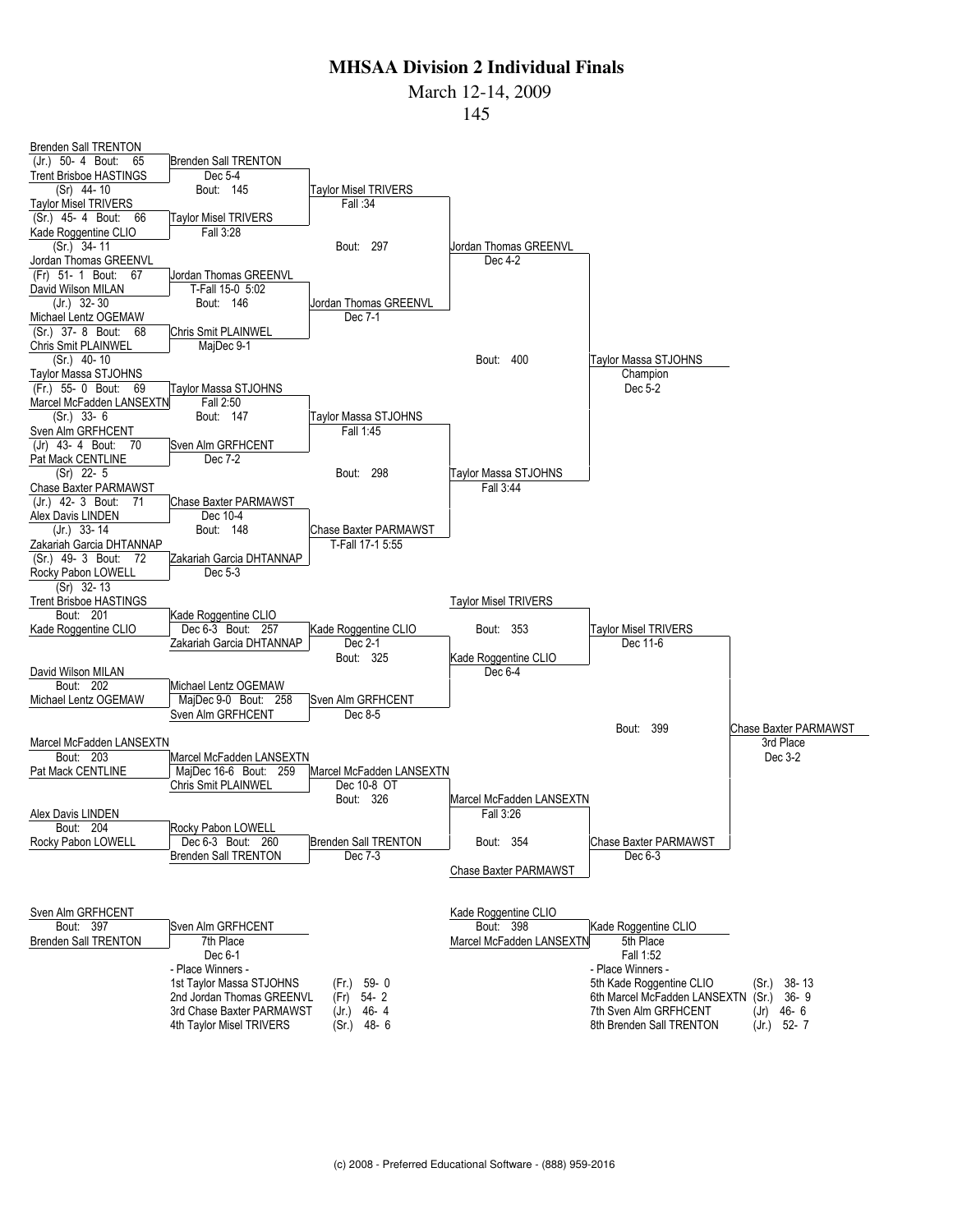# MHSAA Division 2 Individual Finals

March 12-14, 2009

145

## Championship Bracket

### First Round

| Wrestler 1 | Wrestler 2 | Bout | Winner | Result |
|---|---|---|---|---|
| Brenden Sall TRENTON (Jr.) 50- 4 | Trent Brisboe HASTINGS (Sr) 44- 10 | 65 | Brenden Sall TRENTON | Dec 5-4 |
| Taylor Misel TRIVERS (Sr.) 45- 4 | Kade Roggentine CLIO (Sr.) 34- 11 | 66 | Taylor Misel TRIVERS | Fall 3:28 |
| Jordan Thomas GREENVL (Fr) 51- 1 | David Wilson MILAN (Jr.) 32- 30 | 67 | Jordan Thomas GREENVL | T-Fall 15-0 5:02 |
| Michael Lentz OGEMAW (Sr.) 37- 8 | Chris Smit PLAINWEL (Sr.) 40- 10 | 68 | Chris Smit PLAINWEL | MajDec 9-1 |
| Taylor Massa STJOHNS (Fr.) 55- 0 | Marcel McFadden LANSEXTN (Sr.) 33- 6 | 69 | Taylor Massa STJOHNS | Fall 2:50 |
| Sven Alm GRFHCENT (Jr) 43- 4 | Pat Mack CENTLINE (Sr) 22- 5 | 70 | Sven Alm GRFHCENT | Dec 7-2 |
| Chase Baxter PARMAWST (Jr.) 42- 3 | Alex Davis LINDEN (Jr.) 33- 14 | 71 | Chase Baxter PARMAWST | Dec 10-4 |
| Zakariah Garcia DHTANNAP (Sr.) 49- 3 | Rocky Pabon LOWELL (Sr) 32- 13 | 72 | Zakariah Garcia DHTANNAP | Dec 5-3 |

### Quarterfinals

| Bout | Winner | Result |
|---|---|---|
| 145 | Taylor Misel TRIVERS | Fall :34 |
| 146 | Jordan Thomas GREENVL | Dec 7-1 |
| 147 | Taylor Massa STJOHNS | Fall 1:45 |
| 148 | Chase Baxter PARMAWST | T-Fall 17-1 5:55 |

### Semifinals

| Bout | Winner | Result |
|---|---|---|
| 297 | Jordan Thomas GREENVL | Dec 4-2 |
| 298 | Taylor Massa STJOHNS | Fall 3:44 |

### Final

| Bout | Winner | Result |
|---|---|---|
| 400 | Taylor Massa STJOHNS — Champion | Dec 5-2 |

## Consolation Bracket

| Bout | Wrestlers | Winner | Result |
|---|---|---|---|
| 201 | Trent Brisboe HASTINGS vs Kade Roggentine CLIO | Kade Roggentine CLIO | |
| 202 | David Wilson MILAN vs Michael Lentz OGEMAW | Michael Lentz OGEMAW | |
| 203 | Marcel McFadden LANSEXTN vs Pat Mack CENTLINE | Marcel McFadden LANSEXTN | |
| 204 | Alex Davis LINDEN vs Rocky Pabon LOWELL | Rocky Pabon LOWELL | |
| 257 | Kade Roggentine CLIO vs Zakariah Garcia DHTANNAP | Kade Roggentine CLIO | Dec 6-3 |
| 258 | Michael Lentz OGEMAW vs Sven Alm GRFHCENT | Sven Alm GRFHCENT | MajDec 9-0 |
| 259 | Marcel McFadden LANSEXTN vs Chris Smit PLAINWEL | Marcel McFadden LANSEXTN | MajDec 16-6 |
| 260 | Rocky Pabon LOWELL vs Brenden Sall TRENTON | Brenden Sall TRENTON | Dec 6-3 |
| 325 | Kade Roggentine CLIO vs Sven Alm GRFHCENT | Kade Roggentine CLIO | Dec 2-1 |
| 326 | Marcel McFadden LANSEXTN vs Brenden Sall TRENTON | Marcel McFadden LANSEXTN | Dec 10-8 OT |
| 353 | Taylor Misel TRIVERS vs Kade Roggentine CLIO | Taylor Misel TRIVERS | Dec 6-4 |
| 354 | Marcel McFadden LANSEXTN vs Chase Baxter PARMAWST | Chase Baxter PARMAWST | Fall 3:26 |

Bout 325 second result: Sven Alm GRFHCENT Dec 8-5; Bout 326 second result: Brenden Sall TRENTON Dec 7-3.

### 3rd Place

| Bout | Wrestlers | Winner | Result |
|---|---|---|---|
| 399 | Taylor Misel TRIVERS (Dec 11-6) vs Chase Baxter PARMAWST (Dec 6-3) | Chase Baxter PARMAWST — 3rd Place | Dec 3-2 |

### 5th Place

| Bout | Wrestlers | Winner | Result |
|---|---|---|---|
| 398 | Kade Roggentine CLIO vs Marcel McFadden LANSEXTN | Kade Roggentine CLIO — 5th Place | Fall 1:52 |

### 7th Place

| Bout | Wrestlers | Winner | Result |
|---|---|---|---|
| 397 | Sven Alm GRFHCENT vs Brenden Sall TRENTON | Sven Alm GRFHCENT — 7th Place | Dec 6-1 |

## - Place Winners -

| Place | Wrestler | Year | Record |
|---|---|---|---|
| 1st | Taylor Massa STJOHNS | (Fr.) | 59- 0 |
| 2nd | Jordan Thomas GREENVL | (Fr) | 54- 2 |
| 3rd | Chase Baxter PARMAWST | (Jr.) | 46- 4 |
| 4th | Taylor Misel TRIVERS | (Sr.) | 48- 6 |
| 5th | Kade Roggentine CLIO | (Sr.) | 38- 13 |
| 6th | Marcel McFadden LANSEXTN | (Sr.) | 36- 9 |
| 7th | Sven Alm GRFHCENT | (Jr) | 46- 6 |
| 8th | Brenden Sall TRENTON | (Jr.) | 52- 7 |

(c) 2008 - Preferred Educational Software - (888) 959-2016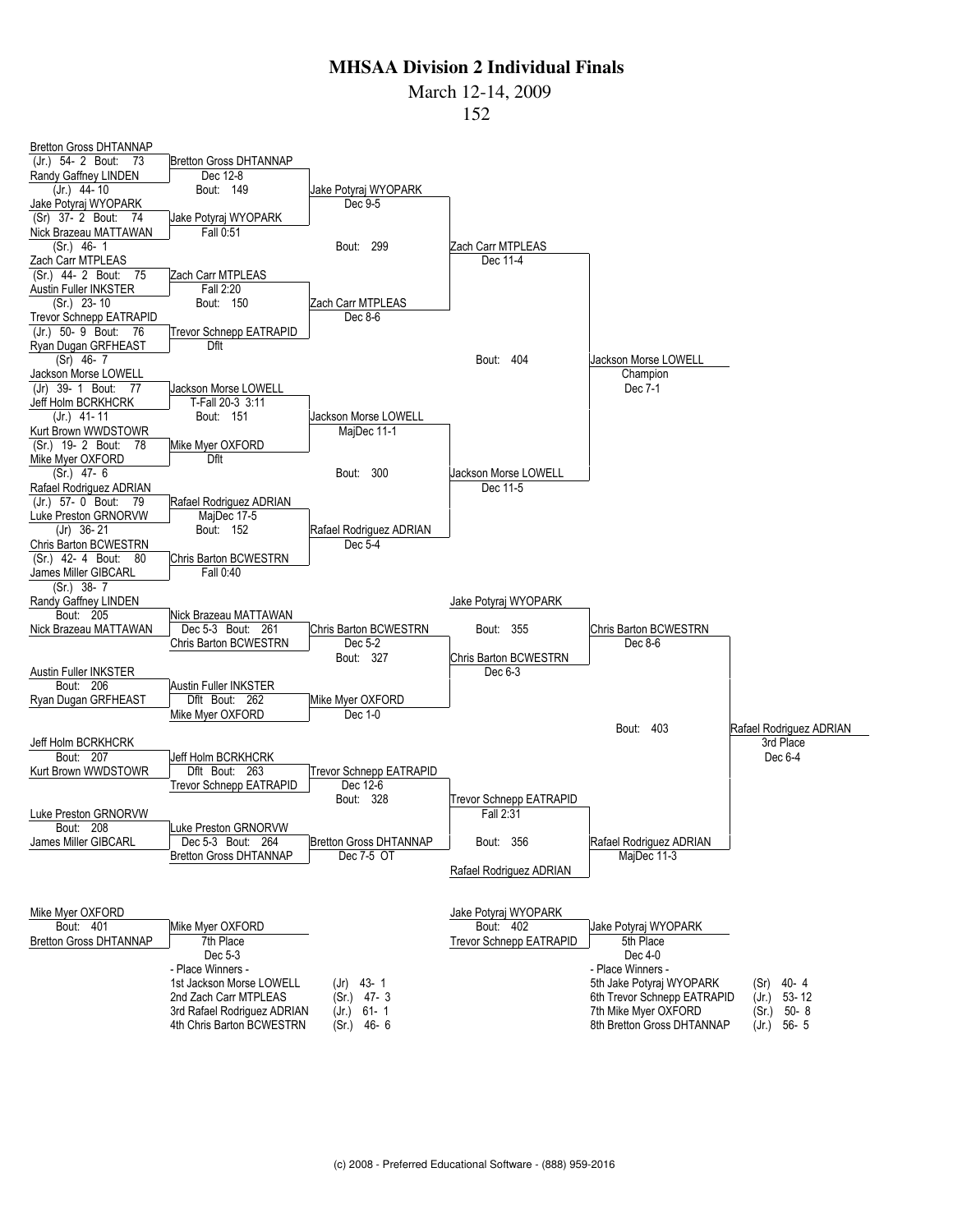# MHSAA Division 2 Individual Finals

March 12-14, 2009

152

## Championship Bracket

**First Round**

- Bretton Gross DHTANNAP (Jr.) 54- 2 vs Randy Gaffney LINDEN (Jr.) 44- 10 — Bout: 73 — Bretton Gross DHTANNAP, Dec 12-8
- Jake Potyraj WYOPARK (Sr) 37- 2 vs Nick Brazeau MATTAWAN (Sr.) 46- 1 — Bout: 74 — Jake Potyraj WYOPARK, Fall 0:51
- Zach Carr MTPLEAS (Sr.) 44- 2 vs Austin Fuller INKSTER (Sr.) 23- 10 — Bout: 75 — Zach Carr MTPLEAS, Fall 2:20
- Trevor Schnepp EATRAPID (Jr.) 50- 9 vs Ryan Dugan GRFHEAST (Sr) 46- 7 — Bout: 76 — Trevor Schnepp EATRAPID, Dflt
- Jackson Morse LOWELL (Jr) 39- 1 vs Jeff Holm BCRKHCRK (Jr.) 41- 11 — Bout: 77 — Jackson Morse LOWELL, T-Fall 20-3 3:11
- Kurt Brown WWDSTOWR (Sr.) 19- 2 vs Mike Myer OXFORD (Sr.) 47- 6 — Bout: 78 — Mike Myer OXFORD, Dflt
- Rafael Rodriguez ADRIAN (Jr.) 57- 0 vs Luke Preston GRNORVW (Jr) 36- 21 — Bout: 79 — Rafael Rodriguez ADRIAN, MajDec 17-5
- Chris Barton BCWESTRN (Sr.) 42- 4 vs James Miller GIBCARL (Sr.) 38- 7 — Bout: 80 — Chris Barton BCWESTRN, Fall 0:40

**Quarterfinals**

- Bout: 149 — Jake Potyraj WYOPARK, Dec 9-5
- Bout: 150 — Zach Carr MTPLEAS, Dec 8-6
- Bout: 151 — Jackson Morse LOWELL, MajDec 11-1
- Bout: 152 — Rafael Rodriguez ADRIAN, Dec 5-4

**Semifinals**

- Bout: 299 — Zach Carr MTPLEAS, Dec 11-4
- Bout: 300 — Jackson Morse LOWELL, Dec 11-5

**Final**

- Bout: 404 — Jackson Morse LOWELL, Champion, Dec 7-1

## Consolation Bracket

- Bout: 205 — Randy Gaffney LINDEN vs Nick Brazeau MATTAWAN — Nick Brazeau MATTAWAN
- Bout: 206 — Austin Fuller INKSTER vs Ryan Dugan GRFHEAST — Austin Fuller INKSTER
- Bout: 207 — Jeff Holm BCRKHCRK vs Kurt Brown WWDSTOWR — Jeff Holm BCRKHCRK
- Bout: 208 — Luke Preston GRNORVW vs James Miller GIBCARL — Luke Preston GRNORVW
- Bout: 261 — Nick Brazeau MATTAWAN vs Chris Barton BCWESTRN — Chris Barton BCWESTRN, Dec 5-3
- Bout: 262 — Austin Fuller INKSTER vs Mike Myer OXFORD — Mike Myer OXFORD, Dflt
- Bout: 263 — Jeff Holm BCRKHCRK vs Trevor Schnepp EATRAPID — Trevor Schnepp EATRAPID, Dflt
- Bout: 264 — Luke Preston GRNORVW vs Bretton Gross DHTANNAP — Bretton Gross DHTANNAP, Dec 5-3
- Bout: 327 — Chris Barton BCWESTRN vs Mike Myer OXFORD — Chris Barton BCWESTRN, Dec 5-2
- Bout: 328 — Trevor Schnepp EATRAPID vs Bretton Gross DHTANNAP — Trevor Schnepp EATRAPID, Dec 12-6
- Bout: 355 — Jake Potyraj WYOPARK vs Chris Barton BCWESTRN — Chris Barton BCWESTRN, Dec 6-3
- Bout: 356 — Trevor Schnepp EATRAPID vs Rafael Rodriguez ADRIAN — Rafael Rodriguez ADRIAN, Fall 2:31
- Chris Barton BCWESTRN, Dec 8-6
- Rafael Rodriguez ADRIAN, MajDec 11-3
- Bout: 403 — Rafael Rodriguez ADRIAN, 3rd Place, Dec 6-4
- Bout: 401 — Mike Myer OXFORD vs Bretton Gross DHTANNAP — Mike Myer OXFORD, 7th Place, Dec 5-3
- Bout: 402 — Jake Potyraj WYOPARK vs Trevor Schnepp EATRAPID — Jake Potyraj WYOPARK, 5th Place, Dec 4-0

(Bout 327 listed as Dec 5-2; Bout 264 Bretton Gross DHTANNAP advanced Dec 7-5 OT.)

## - Place Winners -

| Place | Name | Year | Record |
|---|---|---|---|
| 1st | Jackson Morse LOWELL | (Jr) | 43- 1 |
| 2nd | Zach Carr MTPLEAS | (Sr.) | 47- 3 |
| 3rd | Rafael Rodriguez ADRIAN | (Jr.) | 61- 1 |
| 4th | Chris Barton BCWESTRN | (Sr.) | 46- 6 |
| 5th | Jake Potyraj WYOPARK | (Sr) | 40- 4 |
| 6th | Trevor Schnepp EATRAPID | (Jr.) | 53- 12 |
| 7th | Mike Myer OXFORD | (Sr.) | 50- 8 |
| 8th | Bretton Gross DHTANNAP | (Jr.) | 56- 5 |

(c) 2008 - Preferred Educational Software - (888) 959-2016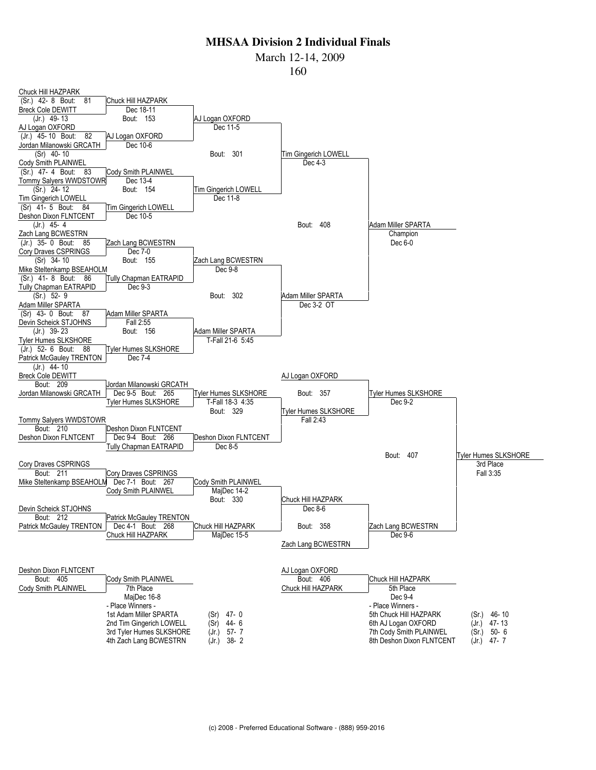# MHSAA Division 2 Individual Finals

March 12-14, 2009

160

## Championship Bracket

### First Round

| Bout | Wrestler 1 | Wrestler 2 | Winner | Result |
|---|---|---|---|---|
| 81 | Chuck Hill HAZPARK (Sr.) 42- 8 | Breck Cole DEWITT (Jr.) 49- 13 | Chuck Hill HAZPARK | Dec 18-11 |
| 82 | AJ Logan OXFORD (Jr.) 45- 10 | Jordan Milanowski GRCATH (Sr) 40- 10 | AJ Logan OXFORD | Dec 10-6 |
| 83 | Cody Smith PLAINWEL (Sr.) 47- 4 | Tommy Salyers WWDSTOWR (Sr.) 24- 12 | Cody Smith PLAINWEL | Dec 13-4 |
| 84 | Tim Gingerich LOWELL (Sr) 41- 5 | Deshon Dixon FLNTCENT (Jr.) 45- 4 | Tim Gingerich LOWELL | Dec 10-5 |
| 85 | Zach Lang BCWESTRN (Jr.) 35- 0 | Cory Draves CSPRINGS (Sr) 34- 10 | Zach Lang BCWESTRN | Dec 7-0 |
| 86 | Mike Steltenkamp BSEAHOLM (Sr.) 41- 8 | Tully Chapman EATRAPID (Sr.) 52- 9 | Tully Chapman EATRAPID | Dec 9-3 |
| 87 | Adam Miller SPARTA (Sr) 43- 0 | Devin Scheick STJOHNS (Jr.) 39- 23 | Adam Miller SPARTA | Fall 2:55 |
| 88 | Tyler Humes SLKSHORE (Jr.) 52- 6 | Patrick McGauley TRENTON (Jr.) 44- 10 | Tyler Humes SLKSHORE | Dec 7-4 |

### Quarterfinals

| Bout | Winner | Result |
|---|---|---|
| 153 | AJ Logan OXFORD | Dec 11-5 |
| 154 | Tim Gingerich LOWELL | Dec 11-8 |
| 155 | Zach Lang BCWESTRN | Dec 9-8 |
| 156 | Adam Miller SPARTA | T-Fall 21-6 5:45 |

### Semifinals

| Bout | Winner | Result |
|---|---|---|
| 301 | Tim Gingerich LOWELL | Dec 4-3 |
| 302 | Adam Miller SPARTA | Dec 3-2 OT |

### Final

| Bout | Winner | Result |
|---|---|---|
| 408 | Adam Miller SPARTA — Champion | Dec 6-0 |

## Consolation Bracket

| Bout | Wrestler 1 | Wrestler 2 | Winner | Result |
|---|---|---|---|---|
| 209 | Breck Cole DEWITT | Jordan Milanowski GRCATH | Jordan Milanowski GRCATH | |
| 210 | Tommy Salyers WWDSTOWR | Deshon Dixon FLNTCENT | Deshon Dixon FLNTCENT | |
| 211 | Cory Draves CSPRINGS | Mike Steltenkamp BSEAHOLM | Cory Draves CSPRINGS | |
| 212 | Devin Scheick STJOHNS | Patrick McGauley TRENTON | Patrick McGauley TRENTON | |
| 265 | Jordan Milanowski GRCATH | Tyler Humes SLKSHORE | Tyler Humes SLKSHORE | Dec 9-5 |
| 266 | Deshon Dixon FLNTCENT | Tully Chapman EATRAPID | Deshon Dixon FLNTCENT | Dec 9-4 |
| 267 | Cory Draves CSPRINGS | Cody Smith PLAINWEL | Cody Smith PLAINWEL | Dec 7-1 |
| 268 | Patrick McGauley TRENTON | Chuck Hill HAZPARK | Chuck Hill HAZPARK | Dec 4-1 |
| 329 | Tyler Humes SLKSHORE | Deshon Dixon FLNTCENT | Tyler Humes SLKSHORE | T-Fall 18-3 4:35 |
| 330 | Cody Smith PLAINWEL | Chuck Hill HAZPARK | Chuck Hill HAZPARK | MajDec 15-5 |
| 357 | AJ Logan OXFORD | Tyler Humes SLKSHORE | Tyler Humes SLKSHORE | Fall 2:43 |
| 358 | Chuck Hill HAZPARK | Zach Lang BCWESTRN | Zach Lang BCWESTRN | Dec 8-6 |
| 407 | Tyler Humes SLKSHORE | Zach Lang BCWESTRN | Tyler Humes SLKSHORE — 3rd Place | Fall 3:35 |

Note: Bout 329 Deshon Dixon FLNTCENT result shown as Dec 8-5; bout 330 Cody Smith PLAINWEL result shown as MajDec 14-2; bout 357 result Dec 9-2; bout 358 result Dec 9-6 (as printed on bracket).

## Placement Bouts

| Bout | Wrestler 1 | Wrestler 2 | Winner | Result |
|---|---|---|---|---|
| 405 | Deshon Dixon FLNTCENT | Cody Smith PLAINWEL | Cody Smith PLAINWEL — 7th Place | MajDec 16-8 |
| 406 | AJ Logan OXFORD | Chuck Hill HAZPARK | Chuck Hill HAZPARK — 5th Place | Dec 9-4 |

## - Place Winners -

| Place | Wrestler | Year | Record |
|---|---|---|---|
| 1st | Adam Miller SPARTA | (Sr) | 47- 0 |
| 2nd | Tim Gingerich LOWELL | (Sr) | 44- 6 |
| 3rd | Tyler Humes SLKSHORE | (Jr.) | 57- 7 |
| 4th | Zach Lang BCWESTRN | (Jr.) | 38- 2 |
| 5th | Chuck Hill HAZPARK | (Sr.) | 46- 10 |
| 6th | AJ Logan OXFORD | (Jr.) | 47- 13 |
| 7th | Cody Smith PLAINWEL | (Sr.) | 50- 6 |
| 8th | Deshon Dixon FLNTCENT | (Jr.) | 47- 7 |

(c) 2008 - Preferred Educational Software - (888) 959-2016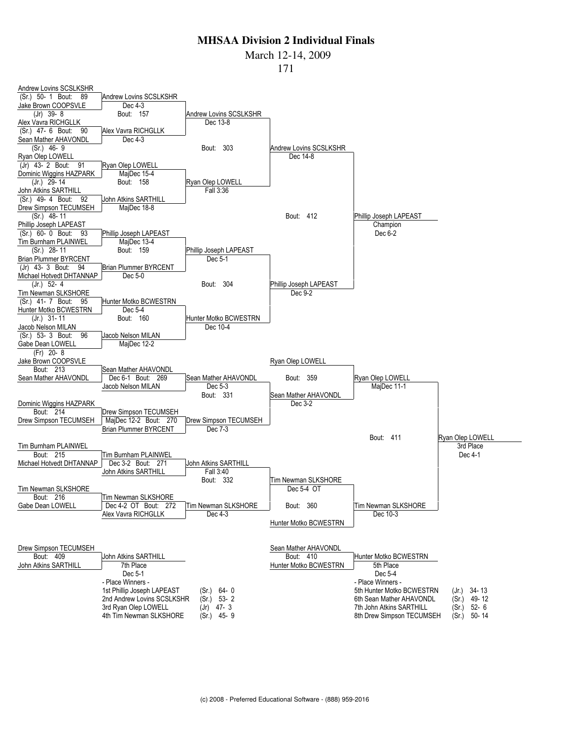# MHSAA Division 2 Individual Finals

March 12-14, 2009

171

## Championship Bracket

### First Round

| Bout | Wrestler 1 | Wrestler 2 | Winner | Result |
|---|---|---|---|---|
| 89 | Andrew Lovins SCSLKSHR (Sr.) 50- 1 | Jake Brown COOPSVLE (Jr) 39- 8 | Andrew Lovins SCSLKSHR | Dec 4-3 |
| 90 | Alex Vavra RICHGLLK (Sr.) 47- 6 | Sean Mather AHAVONDL (Sr.) 46- 9 | Alex Vavra RICHGLLK | Dec 4-3 |
| 91 | Ryan Olep LOWELL (Jr) 43- 2 | Dominic Wiggins HAZPARK (Jr.) 29- 14 | Ryan Olep LOWELL | MajDec 15-4 |
| 92 | John Atkins SARTHILL (Sr.) 49- 4 | Drew Simpson TECUMSEH (Sr.) 48- 11 | John Atkins SARTHILL | MajDec 18-8 |
| 93 | Phillip Joseph LAPEAST (Sr.) 60- 0 | Tim Burnham PLAINWEL (Sr.) 28- 11 | Phillip Joseph LAPEAST | MajDec 13-4 |
| 94 | Brian Plummer BYRCENT (Jr) 43- 3 | Michael Hotvedt DHTANNAP (Jr.) 52- 4 | Brian Plummer BYRCENT | Dec 5-0 |
| 95 | Tim Newman SLKSHORE (Sr.) 41- 7 | Hunter Motko BCWESTRN (Jr.) 31- 11 | Hunter Motko BCWESTRN | Dec 5-4 |
| 96 | Jacob Nelson MILAN (Sr.) 53- 3 | Gabe Dean LOWELL (Fr) 20- 8 | Jacob Nelson MILAN | MajDec 12-2 |

### Quarterfinals

| Bout | Winner | Result |
|---|---|---|
| 157 | Andrew Lovins SCSLKSHR | Dec 13-8 |
| 158 | Ryan Olep LOWELL | Fall 3:36 |
| 159 | Phillip Joseph LAPEAST | Dec 5-1 |
| 160 | Hunter Motko BCWESTRN | Dec 10-4 |

### Semifinals

| Bout | Winner | Result |
|---|---|---|
| 303 | Andrew Lovins SCSLKSHR | Dec 14-8 |
| 304 | Phillip Joseph LAPEAST | Dec 9-2 |

### Final

| Bout | Winner | Result |
|---|---|---|
| 412 | Phillip Joseph LAPEAST — Champion | Dec 6-2 |

## Consolation Bracket

| Bout | Wrestler 1 | Wrestler 2 | Winner | Result |
|---|---|---|---|---|
| 213 | Jake Brown COOPSVLE | Sean Mather AHAVONDL | Sean Mather AHAVONDL | |
| 214 | Dominic Wiggins HAZPARK | Drew Simpson TECUMSEH | Drew Simpson TECUMSEH | |
| 215 | Tim Burnham PLAINWEL | Michael Hotvedt DHTANNAP | Tim Burnham PLAINWEL | |
| 216 | Tim Newman SLKSHORE | Gabe Dean LOWELL | Tim Newman SLKSHORE | |
| 269 | Sean Mather AHAVONDL | Jacob Nelson MILAN | Sean Mather AHAVONDL | Dec 6-1 |
| 270 | Drew Simpson TECUMSEH | Brian Plummer BYRCENT | Drew Simpson TECUMSEH | MajDec 12-2 |
| 271 | Tim Burnham PLAINWEL | John Atkins SARTHILL | John Atkins SARTHILL | Dec 3-2 |
| 272 | Tim Newman SLKSHORE | Alex Vavra RICHGLLK | Tim Newman SLKSHORE | Dec 4-2 OT |
| 331 | Sean Mather AHAVONDL | Drew Simpson TECUMSEH | Sean Mather AHAVONDL | Dec 5-3 |
| 332 | John Atkins SARTHILL | Tim Newman SLKSHORE | Tim Newman SLKSHORE | Fall 3:40 |
| 359 | Ryan Olep LOWELL | Sean Mather AHAVONDL | Ryan Olep LOWELL | Dec 3-2 |
| 360 | Tim Newman SLKSHORE | Hunter Motko BCWESTRN | Tim Newman SLKSHORE | Dec 5-4 OT |
| 411 | Ryan Olep LOWELL | Tim Newman SLKSHORE | Ryan Olep LOWELL — 3rd Place | Dec 4-1 |

Ryan Olep LOWELL MajDec 11-1; Tim Newman SLKSHORE Dec 10-3; Drew Simpson TECUMSEH Dec 7-3; Tim Newman SLKSHORE Dec 4-3

## Placement Bouts

| Bout | Wrestler 1 | Wrestler 2 | Winner | Result |
|---|---|---|---|---|
| 409 | Drew Simpson TECUMSEH | John Atkins SARTHILL | John Atkins SARTHILL — 7th Place | Dec 5-1 |
| 410 | Sean Mather AHAVONDL | Hunter Motko BCWESTRN | Hunter Motko BCWESTRN — 5th Place | Dec 5-4 |

## - Place Winners -

| Place | Wrestler | Year | Record |
|---|---|---|---|
| 1st | Phillip Joseph LAPEAST | (Sr.) | 64- 0 |
| 2nd | Andrew Lovins SCSLKSHR | (Sr.) | 53- 2 |
| 3rd | Ryan Olep LOWELL | (Jr) | 47- 3 |
| 4th | Tim Newman SLKSHORE | (Sr.) | 45- 9 |
| 5th | Hunter Motko BCWESTRN | (Jr.) | 34- 13 |
| 6th | Sean Mather AHAVONDL | (Sr.) | 49- 12 |
| 7th | John Atkins SARTHILL | (Sr.) | 52- 6 |
| 8th | Drew Simpson TECUMSEH | (Sr.) | 50- 14 |

(c) 2008 - Preferred Educational Software - (888) 959-2016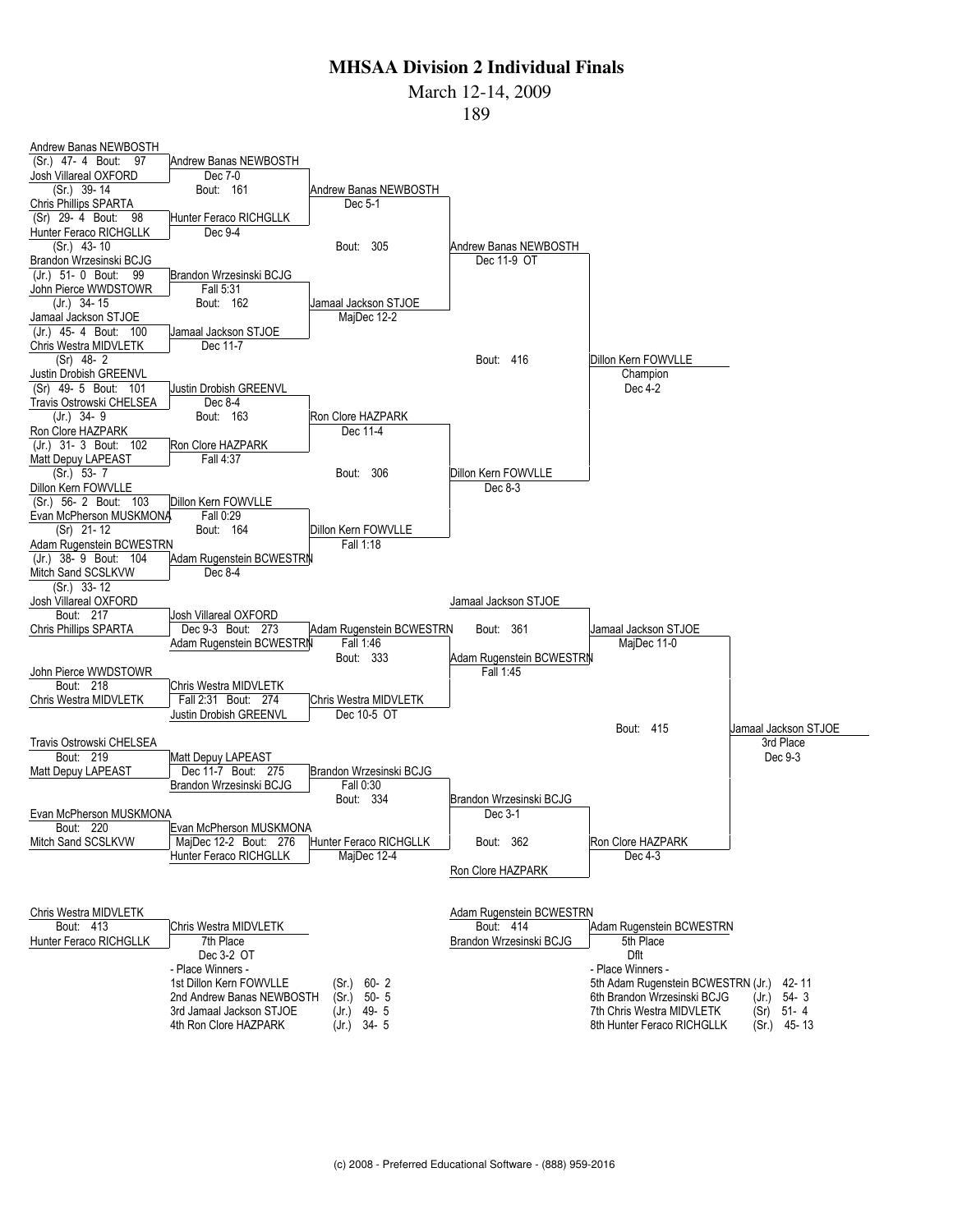# MHSAA Division 2 Individual Finals

March 12-14, 2009

189

## Championship Bracket

**First Round**

- Bout 97: Andrew Banas NEWBOSTH (Sr.) 47-4 vs Josh Villareal OXFORD (Sr.) 39-14 — Andrew Banas NEWBOSTH, Dec 7-0
- Bout 98: Chris Phillips SPARTA (Sr) 29-4 vs Hunter Feraco RICHGLLK (Sr.) 43-10 — Hunter Feraco RICHGLLK, Dec 9-4
- Bout 99: Brandon Wrzesinski BCJG (Jr.) 51-0 vs John Pierce WWDSTOWR (Jr.) 34-15 — Brandon Wrzesinski BCJG, Fall 5:31
- Bout 100: Jamaal Jackson STJOE (Jr.) 45-4 vs Chris Westra MIDVLETK (Sr) 48-2 — Jamaal Jackson STJOE, Dec 11-7
- Bout 101: Justin Drobish GREENVL (Sr) 49-5 vs Travis Ostrowski CHELSEA (Jr.) 34-9 — Justin Drobish GREENVL, Dec 8-4
- Bout 102: Ron Clore HAZPARK (Jr.) 31-3 vs Matt Depuy LAPEAST (Sr.) 53-7 — Ron Clore HAZPARK, Fall 4:37
- Bout 103: Dillon Kern FOWVLLE (Sr.) 56-2 vs Evan McPherson MUSKMONA (Sr) 21-12 — Dillon Kern FOWVLLE, Fall 0:29
- Bout 104: Adam Rugenstein BCWESTRN (Jr.) 38-9 vs Mitch Sand SCSLKVW (Sr.) 33-12 — Adam Rugenstein BCWESTRN, Dec 8-4

**Quarterfinals**

- Bout 161: Andrew Banas NEWBOSTH vs Hunter Feraco RICHGLLK — Andrew Banas NEWBOSTH, Dec 5-1
- Bout 162: Brandon Wrzesinski BCJG vs Jamaal Jackson STJOE — Jamaal Jackson STJOE, MajDec 12-2
- Bout 163: Justin Drobish GREENVL vs Ron Clore HAZPARK — Ron Clore HAZPARK, Dec 11-4
- Bout 164: Dillon Kern FOWVLLE vs Adam Rugenstein BCWESTRN — Dillon Kern FOWVLLE, Fall 1:18

**Semifinals**

- Bout 305: Andrew Banas NEWBOSTH vs Jamaal Jackson STJOE — Andrew Banas NEWBOSTH, Dec 11-9 OT
- Bout 306: Ron Clore HAZPARK vs Dillon Kern FOWVLLE — Dillon Kern FOWVLLE, Dec 8-3

**Final**

- Bout 416: Andrew Banas NEWBOSTH vs Dillon Kern FOWVLLE — Dillon Kern FOWVLLE, Champion, Dec 4-2

## Consolation Bracket

- Bout 217: Josh Villareal OXFORD vs Chris Phillips SPARTA
- Bout 218: John Pierce WWDSTOWR vs Chris Westra MIDVLETK
- Bout 219: Travis Ostrowski CHELSEA vs Matt Depuy LAPEAST
- Bout 220: Evan McPherson MUSKMONA vs Mitch Sand SCSLKVW
- Bout 273: Josh Villareal OXFORD vs Adam Rugenstein BCWESTRN — Adam Rugenstein BCWESTRN, Dec 9-3
- Bout 274: Chris Westra MIDVLETK vs Justin Drobish GREENVL — Chris Westra MIDVLETK, Fall 2:31
- Bout 275: Matt Depuy LAPEAST vs Brandon Wrzesinski BCJG — Brandon Wrzesinski BCJG, Dec 11-7
- Bout 276: Evan McPherson MUSKMONA vs Hunter Feraco RICHGLLK — Hunter Feraco RICHGLLK, MajDec 12-2
- Bout 333: Adam Rugenstein BCWESTRN vs Chris Westra MIDVLETK — Adam Rugenstein BCWESTRN, Fall 1:46
- Bout 334: Brandon Wrzesinski BCJG vs Hunter Feraco RICHGLLK — Brandon Wrzesinski BCJG, Fall 0:30
- Chris Westra MIDVLETK, Dec 10-5 OT
- Hunter Feraco RICHGLLK, MajDec 12-4
- Bout 361: Jamaal Jackson STJOE vs Adam Rugenstein BCWESTRN — Jamaal Jackson STJOE, Fall 1:45
- Bout 362: Brandon Wrzesinski BCJG vs Ron Clore HAZPARK — Ron Clore HAZPARK, Dec 3-1
- Jamaal Jackson STJOE, MajDec 11-0
- Ron Clore HAZPARK, Dec 4-3
- Bout 415: Jamaal Jackson STJOE vs Ron Clore HAZPARK — Jamaal Jackson STJOE, 3rd Place, Dec 9-3

## Placement Matches

- Bout 413: Chris Westra MIDVLETK vs Hunter Feraco RICHGLLK — Chris Westra MIDVLETK, 7th Place, Dec 3-2 OT
- Bout 414: Adam Rugenstein BCWESTRN vs Brandon Wrzesinski BCJG — Adam Rugenstein BCWESTRN, 5th Place, Dflt

## Place Winners

| Place | Name | Year | Record |
|---|---|---|---|
| 1st | Dillon Kern FOWVLLE | (Sr.) | 60- 2 |
| 2nd | Andrew Banas NEWBOSTH | (Sr.) | 50- 5 |
| 3rd | Jamaal Jackson STJOE | (Jr.) | 49- 5 |
| 4th | Ron Clore HAZPARK | (Jr.) | 34- 5 |
| 5th | Adam Rugenstein BCWESTRN | (Jr.) | 42- 11 |
| 6th | Brandon Wrzesinski BCJG | (Jr.) | 54- 3 |
| 7th | Chris Westra MIDVLETK | (Sr) | 51- 4 |
| 8th | Hunter Feraco RICHGLLK | (Sr.) | 45- 13 |

(c) 2008 - Preferred Educational Software - (888) 959-2016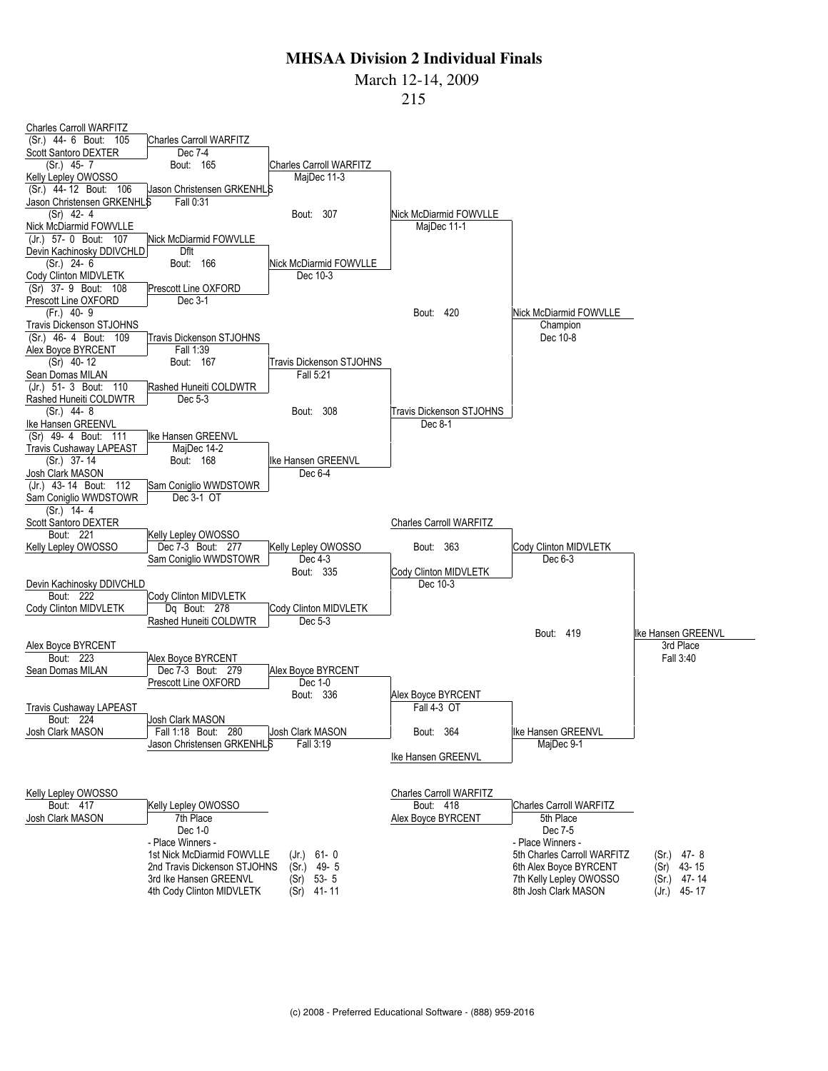# MHSAA Division 2 Individual Finals

March 12-14, 2009

215

## Championship Bracket

### First Round

- Bout 105: Charles Carroll WARFITZ (Sr.) 44- 6 vs Scott Santoro DEXTER (Sr.) 45- 7 — Charles Carroll WARFITZ, Dec 7-4
- Bout 106: Kelly Lepley OWOSSO (Sr.) 44- 12 vs Jason Christensen GRKENHLS (Sr) 42- 4 — Jason Christensen GRKENHLS, Fall 0:31
- Bout 107: Nick McDiarmid FOWVLLE (Jr.) 57- 0 vs Devin Kachinosky DDIVCHLD (Sr.) 24- 6 — Nick McDiarmid FOWVLLE, Dflt
- Bout 108: Cody Clinton MIDVLETK (Sr) 37- 9 vs Prescott Line OXFORD (Fr.) 40- 9 — Prescott Line OXFORD, Dec 3-1
- Bout 109: Travis Dickenson STJOHNS (Sr.) 46- 4 vs Alex Boyce BYRCENT (Sr) 40- 12 — Travis Dickenson STJOHNS, Fall 1:39
- Bout 110: Sean Domas MILAN (Jr.) 51- 3 vs Rashed Huneiti COLDWTR (Sr.) 44- 8 — Rashed Huneiti COLDWTR, Dec 5-3
- Bout 111: Ike Hansen GREENVL (Sr) 49- 4 vs Travis Cushaway LAPEAST (Sr.) 37- 14 — Ike Hansen GREENVL, MajDec 14-2
- Bout 112: Josh Clark MASON (Jr.) 43- 14 vs Sam Coniglio WWDSTOWR (Sr.) 14- 4 — Sam Coniglio WWDSTOWR, Dec 3-1 OT

### Quarterfinals

- Bout 165: Charles Carroll WARFITZ, MajDec 11-3
- Bout 166: Nick McDiarmid FOWVLLE, Dec 10-3
- Bout 167: Travis Dickenson STJOHNS, Fall 5:21
- Bout 168: Ike Hansen GREENVL, Dec 6-4

### Semifinals

- Bout 307: Nick McDiarmid FOWVLLE, MajDec 11-1
- Bout 308: Travis Dickenson STJOHNS, Dec 8-1

### Final

- Bout 420: Nick McDiarmid FOWVLLE, Champion, Dec 10-8

## Consolation Bracket

- Bout 221: Scott Santoro DEXTER vs Kelly Lepley OWOSSO — Kelly Lepley OWOSSO, Dec 7-3
- Bout 222: Devin Kachinosky DDIVCHLD vs Cody Clinton MIDVLETK — Cody Clinton MIDVLETK, Dq
- Bout 223: Alex Boyce BYRCENT vs Sean Domas MILAN — Alex Boyce BYRCENT, Dec 7-3
- Bout 224: Travis Cushaway LAPEAST vs Josh Clark MASON — Josh Clark MASON, Fall 1:18
- Bout 277: Kelly Lepley OWOSSO vs Sam Coniglio WWDSTOWR — Kelly Lepley OWOSSO, Dec 4-3
- Bout 278: Cody Clinton MIDVLETK vs Rashed Huneiti COLDWTR — Cody Clinton MIDVLETK, Dec 5-3
- Bout 279: Alex Boyce BYRCENT vs Prescott Line OXFORD — Alex Boyce BYRCENT, Dec 1-0
- Bout 280: Josh Clark MASON vs Jason Christensen GRKENHLS — Josh Clark MASON, Fall 3:19
- Bout 335: Kelly Lepley OWOSSO vs Cody Clinton MIDVLETK — Cody Clinton MIDVLETK, Dec 10-3
- Bout 336: Alex Boyce BYRCENT vs Josh Clark MASON — Alex Boyce BYRCENT, Fall 4-3 OT
- Bout 363: Charles Carroll WARFITZ vs Cody Clinton MIDVLETK — Cody Clinton MIDVLETK, Dec 6-3
- Bout 364: Alex Boyce BYRCENT vs Ike Hansen GREENVL — Ike Hansen GREENVL, MajDec 9-1
- Bout 419: Cody Clinton MIDVLETK vs Ike Hansen GREENVL — Ike Hansen GREENVL, 3rd Place, Fall 3:40

## Placement Matches

- Bout 417: Kelly Lepley OWOSSO vs Josh Clark MASON — Kelly Lepley OWOSSO, 7th Place, Dec 1-0
- Bout 418: Charles Carroll WARFITZ vs Alex Boyce BYRCENT — Charles Carroll WARFITZ, 5th Place, Dec 7-5

## - Place Winners -

| Place | Name | Year | Record |
|---|---|---|---|
| 1st | Nick McDiarmid FOWVLLE | (Jr.) | 61- 0 |
| 2nd | Travis Dickenson STJOHNS | (Sr.) | 49- 5 |
| 3rd | Ike Hansen GREENVL | (Sr) | 53- 5 |
| 4th | Cody Clinton MIDVLETK | (Sr) | 41- 11 |
| 5th | Charles Carroll WARFITZ | (Sr.) | 47- 8 |
| 6th | Alex Boyce BYRCENT | (Sr) | 43- 15 |
| 7th | Kelly Lepley OWOSSO | (Sr.) | 47- 14 |
| 8th | Josh Clark MASON | (Jr.) | 45- 17 |

(c) 2008 - Preferred Educational Software - (888) 959-2016